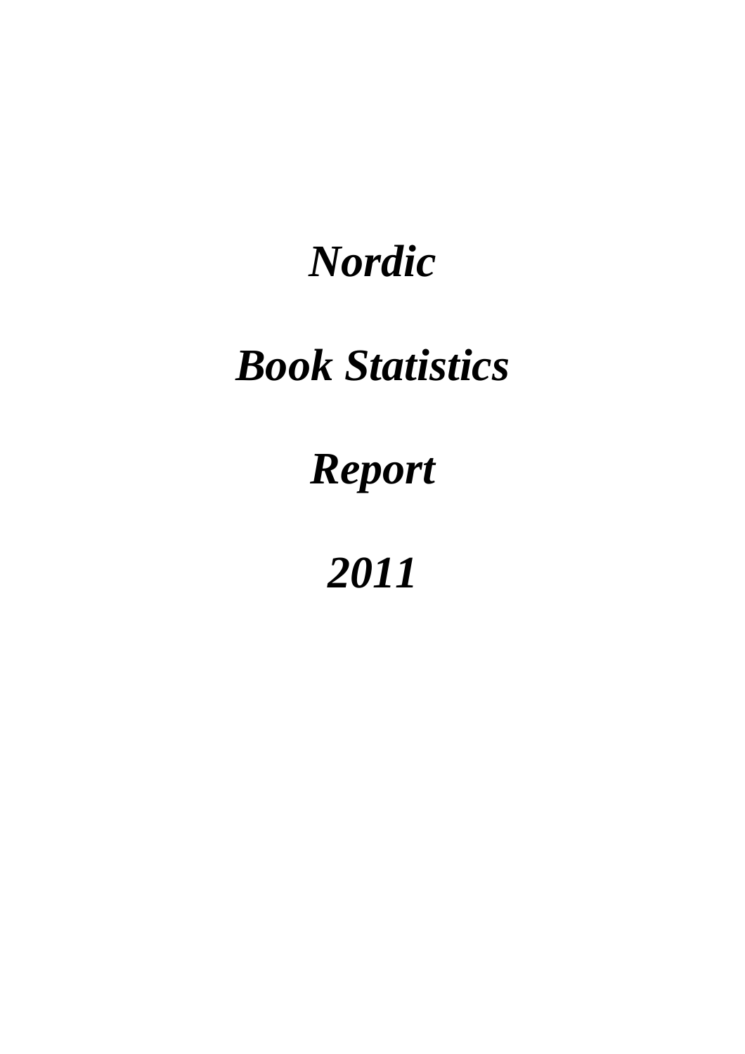# *Nordic*

# *Book Statistics*

# *Report*

# *2011*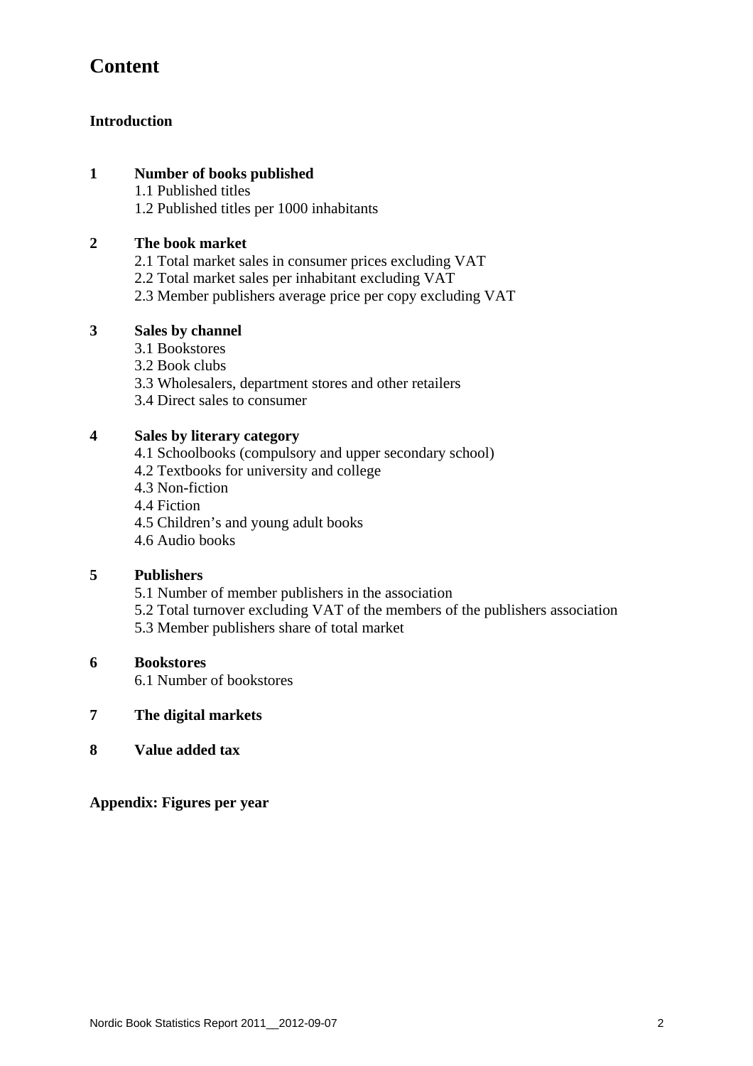# Content

**Introduction**

**1 Number of books published**

1.1 Published titles
1.2 Published titles per 1000 inhabitants

**2 The book market**

2.1 Total market sales in consumer prices excluding VAT
2.2 Total market sales per inhabitant excluding VAT
2.3 Member publishers average price per copy excluding VAT

**3 Sales by channel**

3.1 Bookstores
3.2 Book clubs
3.3 Wholesalers, department stores and other retailers
3.4 Direct sales to consumer

**4 Sales by literary category**

4.1 Schoolbooks (compulsory and upper secondary school)
4.2 Textbooks for university and college
4.3 Non-fiction
4.4 Fiction
4.5 Children's and young adult books
4.6 Audio books

**5 Publishers**

5.1 Number of member publishers in the association
5.2 Total turnover excluding VAT of the members of the publishers association
5.3 Member publishers share of total market

**6 Bookstores**

6.1 Number of bookstores

**7 The digital markets**

**8 Value added tax**

**Appendix: Figures per year**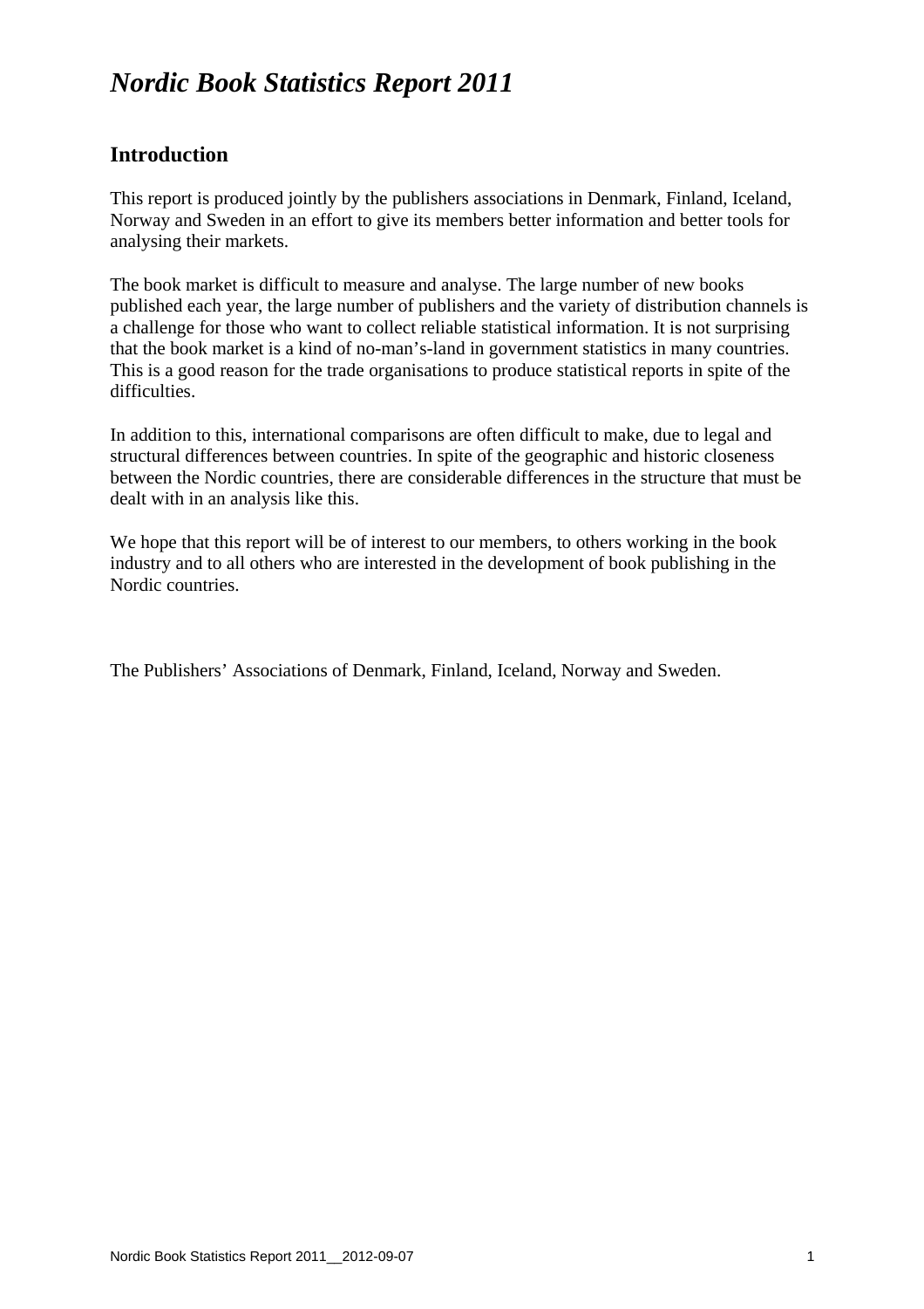# *Nordic Book Statistics Report 2011*

## Introduction

This report is produced jointly by the publishers associations in Denmark, Finland, Iceland, Norway and Sweden in an effort to give its members better information and better tools for analysing their markets.

The book market is difficult to measure and analyse. The large number of new books published each year, the large number of publishers and the variety of distribution channels is a challenge for those who want to collect reliable statistical information. It is not surprising that the book market is a kind of no-man's-land in government statistics in many countries. This is a good reason for the trade organisations to produce statistical reports in spite of the difficulties.

In addition to this, international comparisons are often difficult to make, due to legal and structural differences between countries. In spite of the geographic and historic closeness between the Nordic countries, there are considerable differences in the structure that must be dealt with in an analysis like this.

We hope that this report will be of interest to our members, to others working in the book industry and to all others who are interested in the development of book publishing in the Nordic countries.

The Publishers' Associations of Denmark, Finland, Iceland, Norway and Sweden.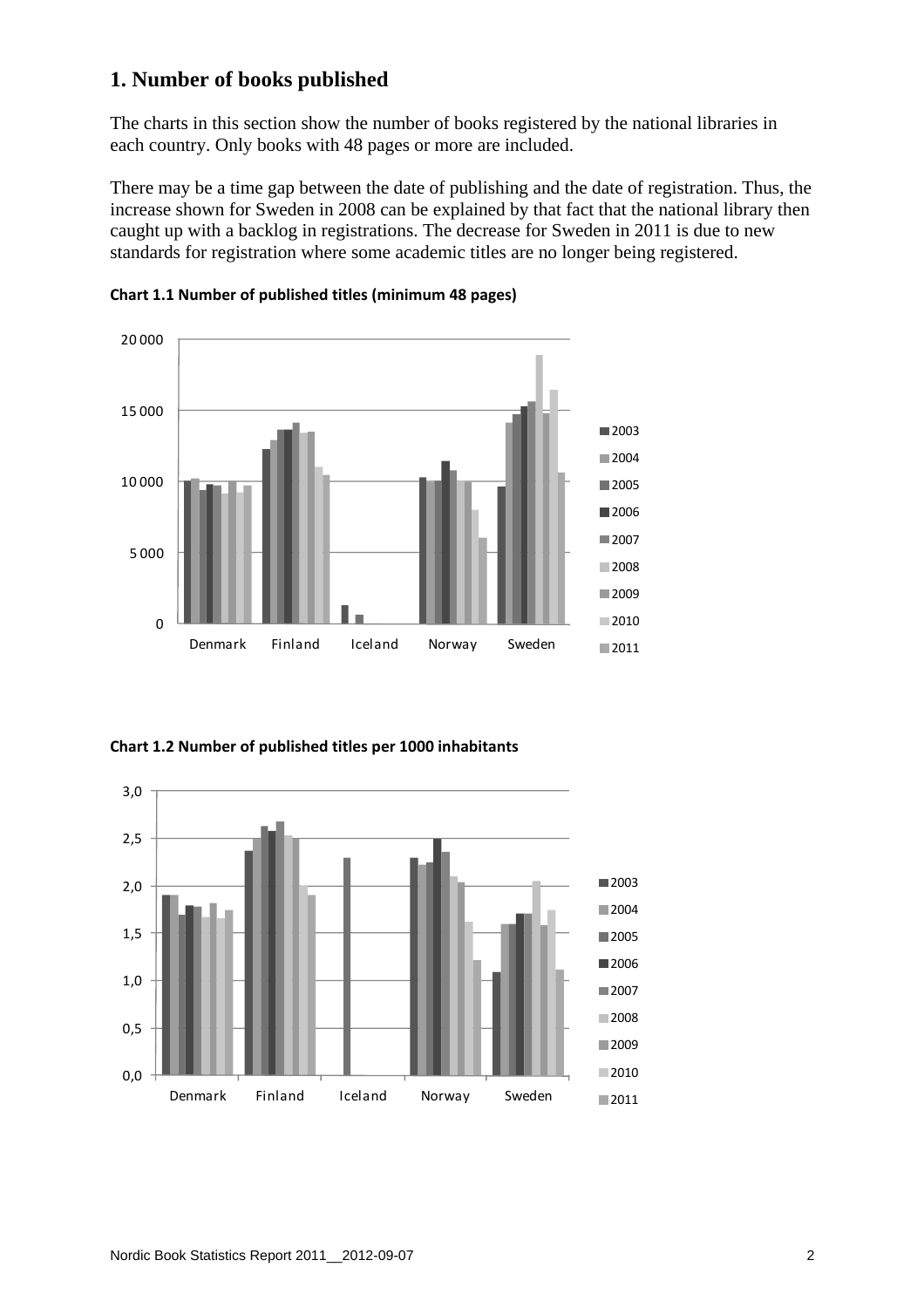## 1. Number of books published

The charts in this section show the number of books registered by the national libraries in each country. Only books with 48 pages or more are included.

There may be a time gap between the date of publishing and the date of registration. Thus, the increase shown for Sweden in 2008 can be explained by that fact that the national library then caught up with a backlog in registrations. The decrease for Sweden in 2011 is due to new standards for registration where some academic titles are no longer being registered.

**Chart 1.1 Number of published titles (minimum 48 pages)**

**Chart 1.2 Number of published titles per 1000 inhabitants**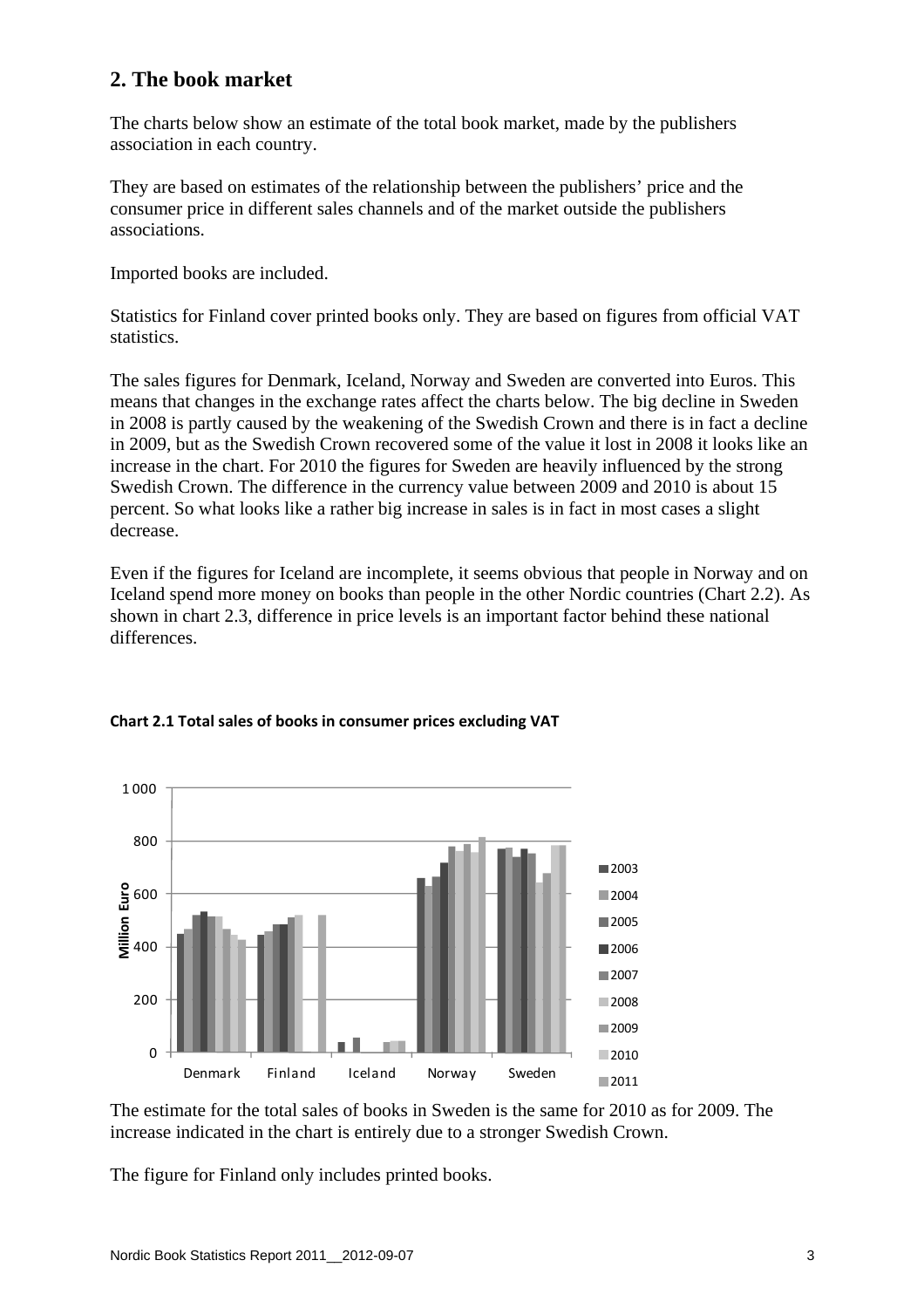## 2. The book market

The charts below show an estimate of the total book market, made by the publishers association in each country.

They are based on estimates of the relationship between the publishers' price and the consumer price in different sales channels and of the market outside the publishers associations.

Imported books are included.

Statistics for Finland cover printed books only. They are based on figures from official VAT statistics.

The sales figures for Denmark, Iceland, Norway and Sweden are converted into Euros. This means that changes in the exchange rates affect the charts below. The big decline in Sweden in 2008 is partly caused by the weakening of the Swedish Crown and there is in fact a decline in 2009, but as the Swedish Crown recovered some of the value it lost in 2008 it looks like an increase in the chart. For 2010 the figures for Sweden are heavily influenced by the strong Swedish Crown. The difference in the currency value between 2009 and 2010 is about 15 percent. So what looks like a rather big increase in sales is in fact in most cases a slight decrease.

Even if the figures for Iceland are incomplete, it seems obvious that people in Norway and on Iceland spend more money on books than people in the other Nordic countries (Chart 2.2). As shown in chart 2.3, difference in price levels is an important factor behind these national differences.

**Chart 2.1 Total sales of books in consumer prices excluding VAT**

The estimate for the total sales of books in Sweden is the same for 2010 as for 2009. The increase indicated in the chart is entirely due to a stronger Swedish Crown.

The figure for Finland only includes printed books.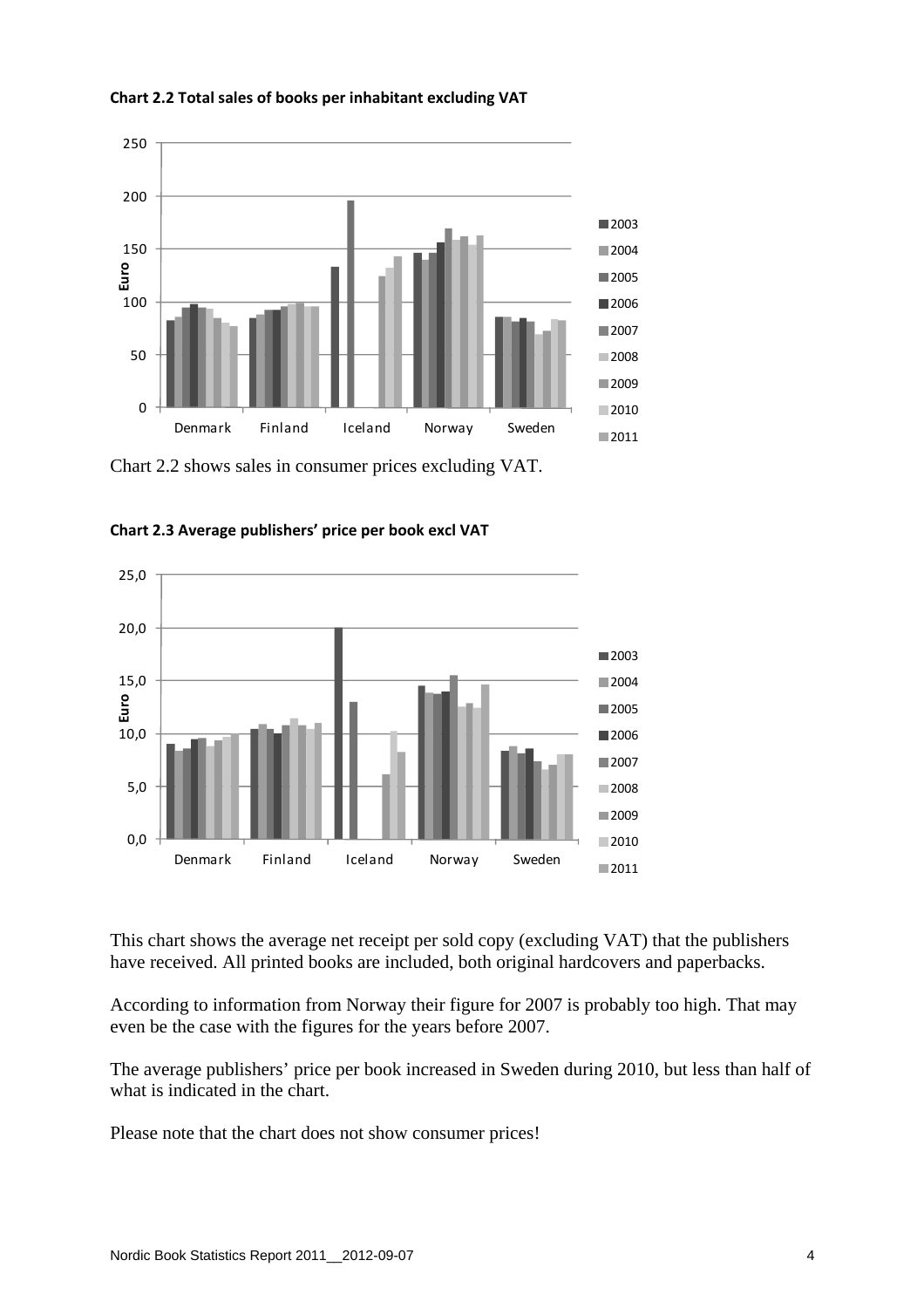**Chart 2.2 Total sales of books per inhabitant excluding VAT**

Chart 2.2 shows sales in consumer prices excluding VAT.

**Chart 2.3 Average publishers' price per book excl VAT**

This chart shows the average net receipt per sold copy (excluding VAT) that the publishers have received. All printed books are included, both original hardcovers and paperbacks.

According to information from Norway their figure for 2007 is probably too high. That may even be the case with the figures for the years before 2007.

The average publishers' price per book increased in Sweden during 2010, but less than half of what is indicated in the chart.

Please note that the chart does not show consumer prices!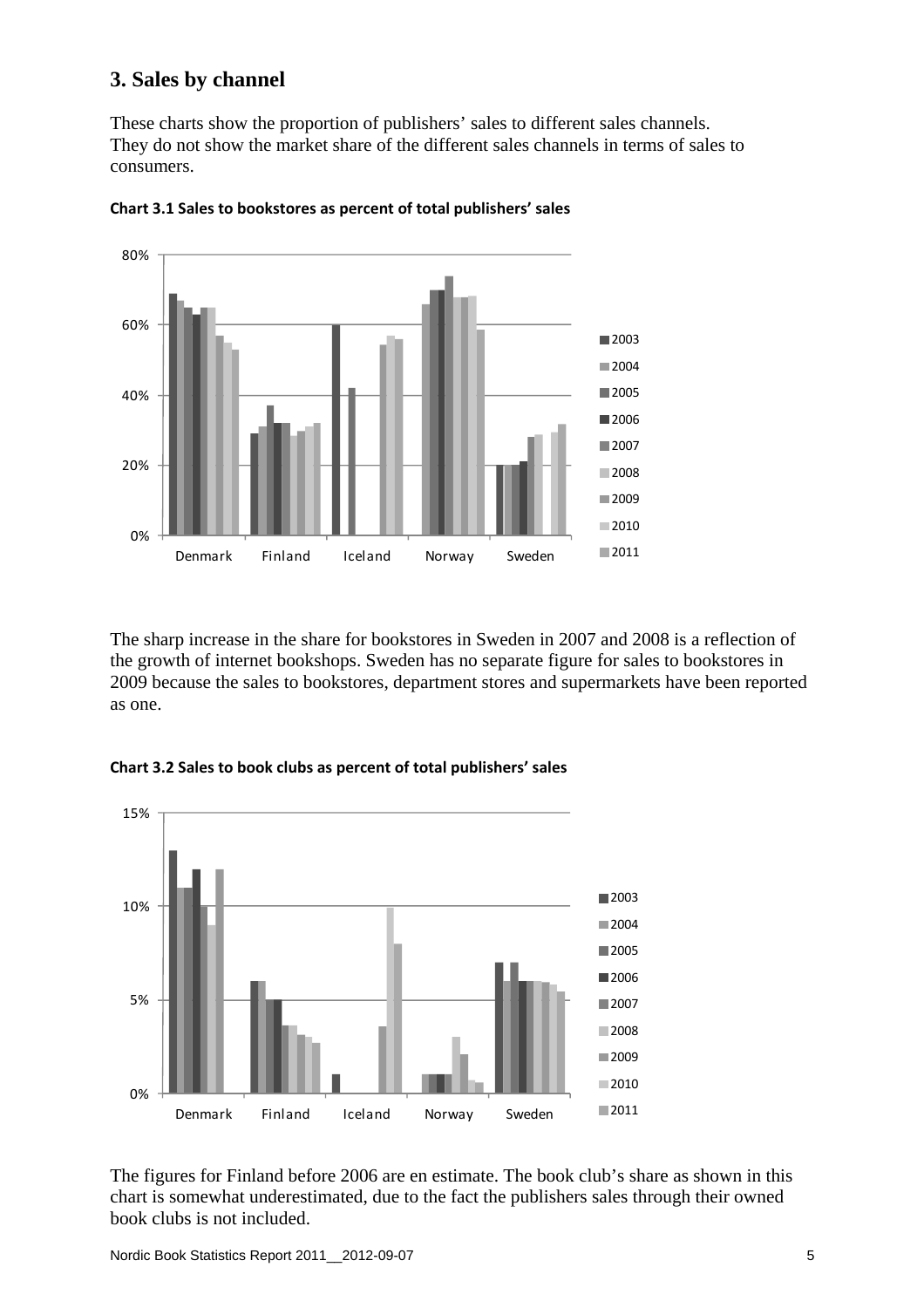## 3. Sales by channel

These charts show the proportion of publishers' sales to different sales channels. They do not show the market share of the different sales channels in terms of sales to consumers.

**Chart 3.1 Sales to bookstores as percent of total publishers' sales**

The sharp increase in the share for bookstores in Sweden in 2007 and 2008 is a reflection of the growth of internet bookshops. Sweden has no separate figure for sales to bookstores in 2009 because the sales to bookstores, department stores and supermarkets have been reported as one.

**Chart 3.2 Sales to book clubs as percent of total publishers' sales**

The figures for Finland before 2006 are en estimate. The book club's share as shown in this chart is somewhat underestimated, due to the fact the publishers sales through their owned book clubs is not included.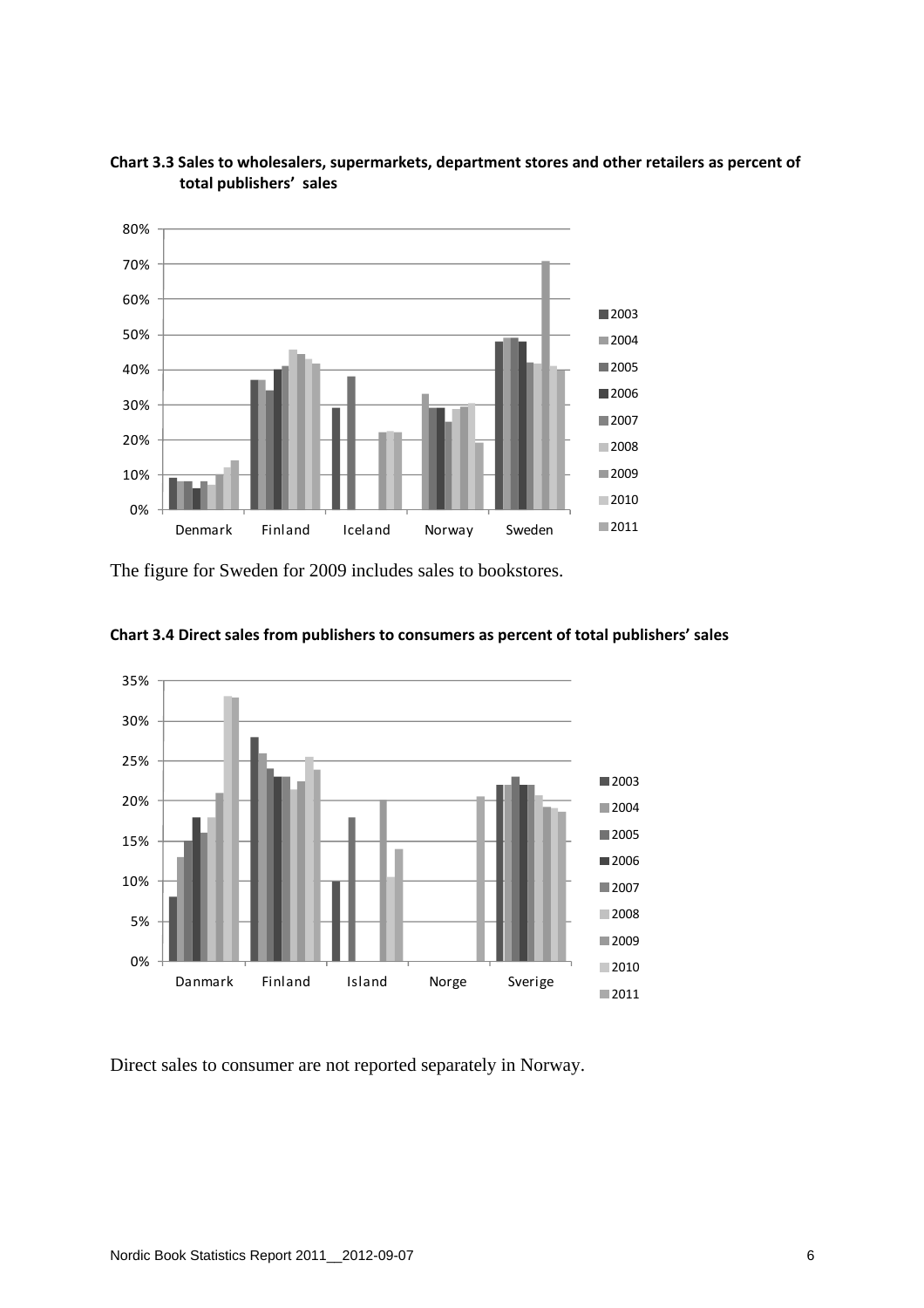**Chart 3.3 Sales to wholesalers, supermarkets, department stores and other retailers as percent of total publishers' sales**

The figure for Sweden for 2009 includes sales to bookstores.

**Chart 3.4 Direct sales from publishers to consumers as percent of total publishers' sales**

Direct sales to consumer are not reported separately in Norway.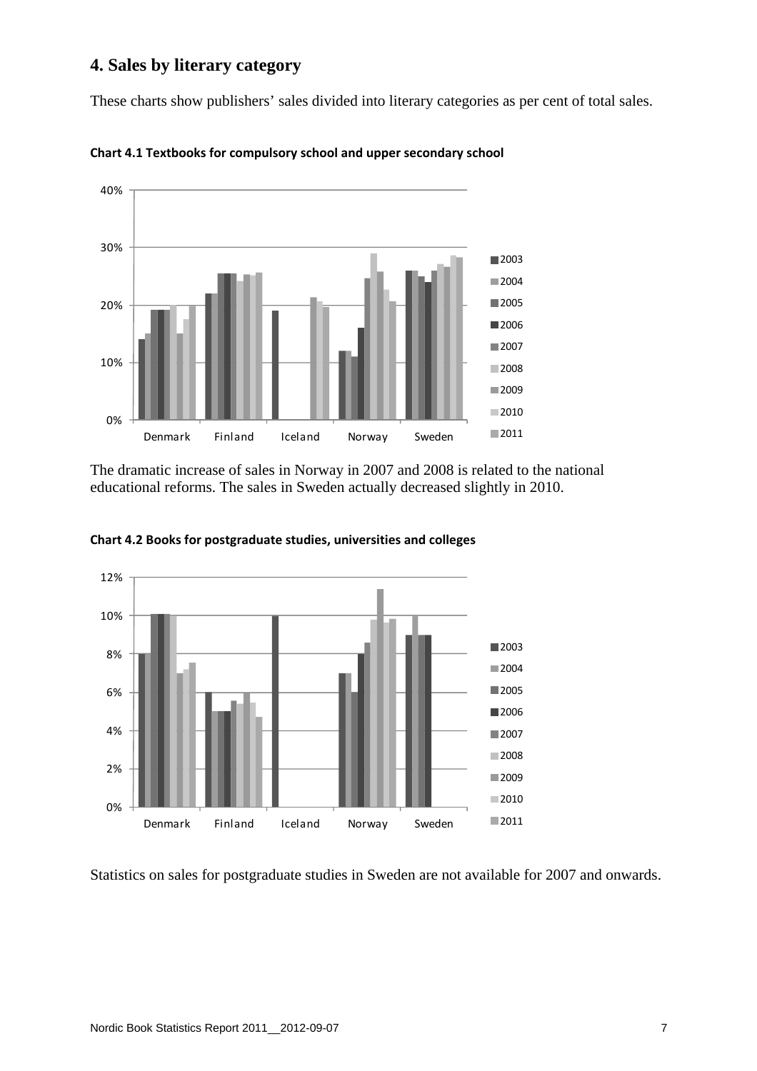## 4. Sales by literary category

These charts show publishers' sales divided into literary categories as per cent of total sales.

**Chart 4.1 Textbooks for compulsory school and upper secondary school**

The dramatic increase of sales in Norway in 2007 and 2008 is related to the national educational reforms. The sales in Sweden actually decreased slightly in 2010.

**Chart 4.2 Books for postgraduate studies, universities and colleges**

Statistics on sales for postgraduate studies in Sweden are not available for 2007 and onwards.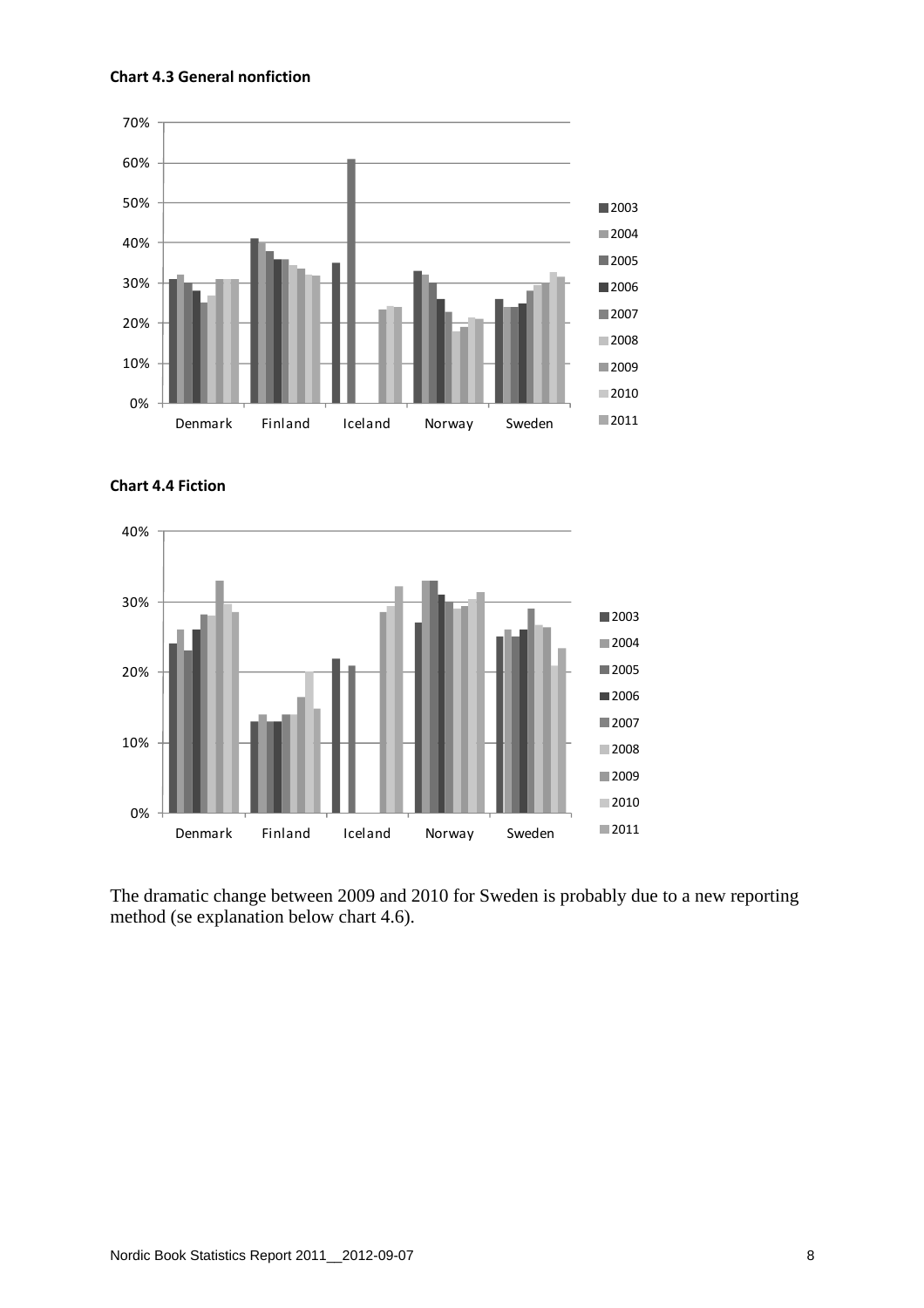**Chart 4.3 General nonfiction**

**Chart 4.4 Fiction**

The dramatic change between 2009 and 2010 for Sweden is probably due to a new reporting method (se explanation below chart 4.6).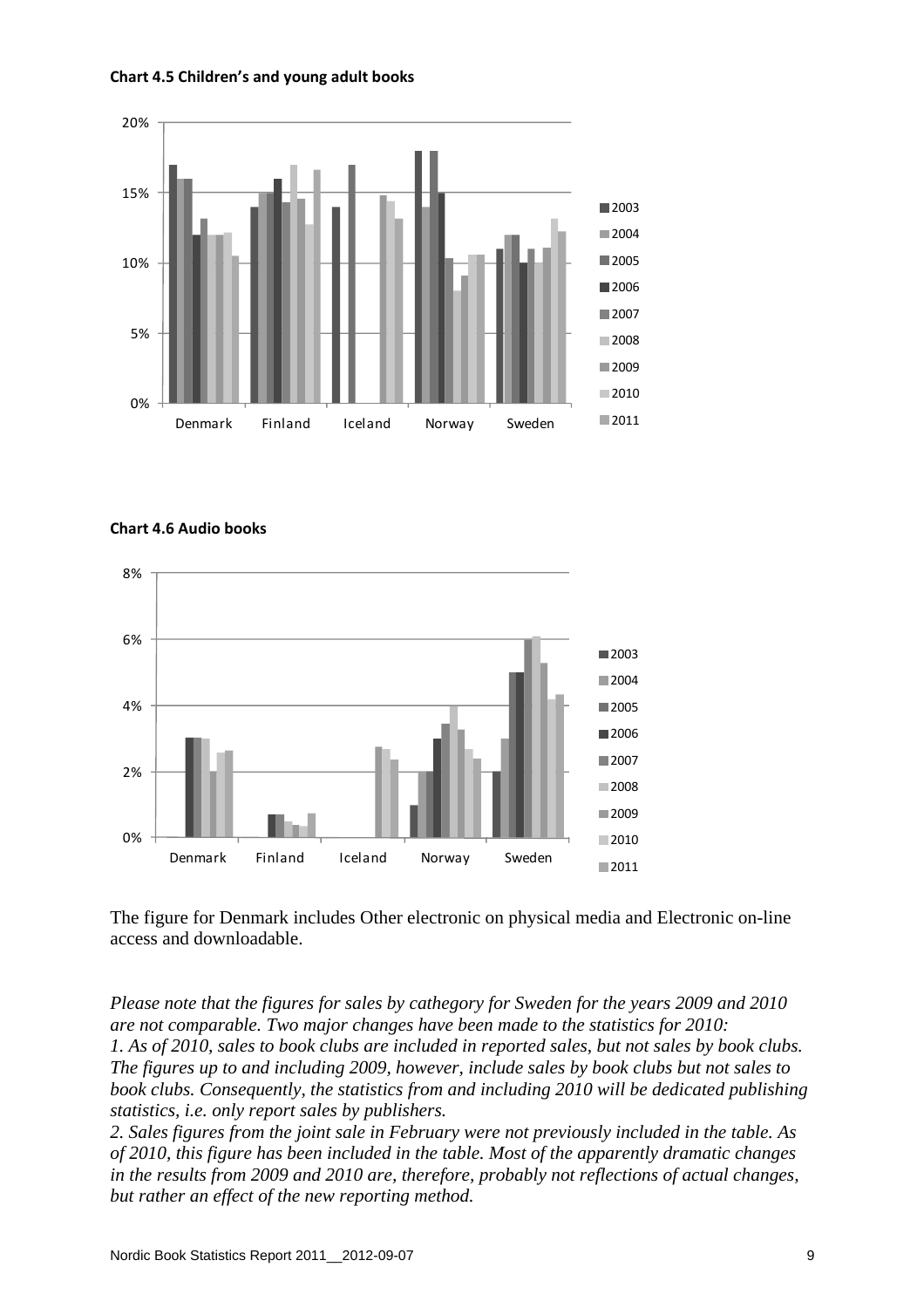**Chart 4.5 Children's and young adult books**

**Chart 4.6 Audio books**

The figure for Denmark includes Other electronic on physical media and Electronic on-line access and downloadable.

*Please note that the figures for sales by cathegory for Sweden for the years 2009 and 2010 are not comparable. Two major changes have been made to the statistics for 2010:*
*1. As of 2010, sales to book clubs are included in reported sales, but not sales by book clubs. The figures up to and including 2009, however, include sales by book clubs but not sales to book clubs. Consequently, the statistics from and including 2010 will be dedicated publishing statistics, i.e. only report sales by publishers.*
*2. Sales figures from the joint sale in February were not previously included in the table. As of 2010, this figure has been included in the table. Most of the apparently dramatic changes in the results from 2009 and 2010 are, therefore, probably not reflections of actual changes, but rather an effect of the new reporting method.*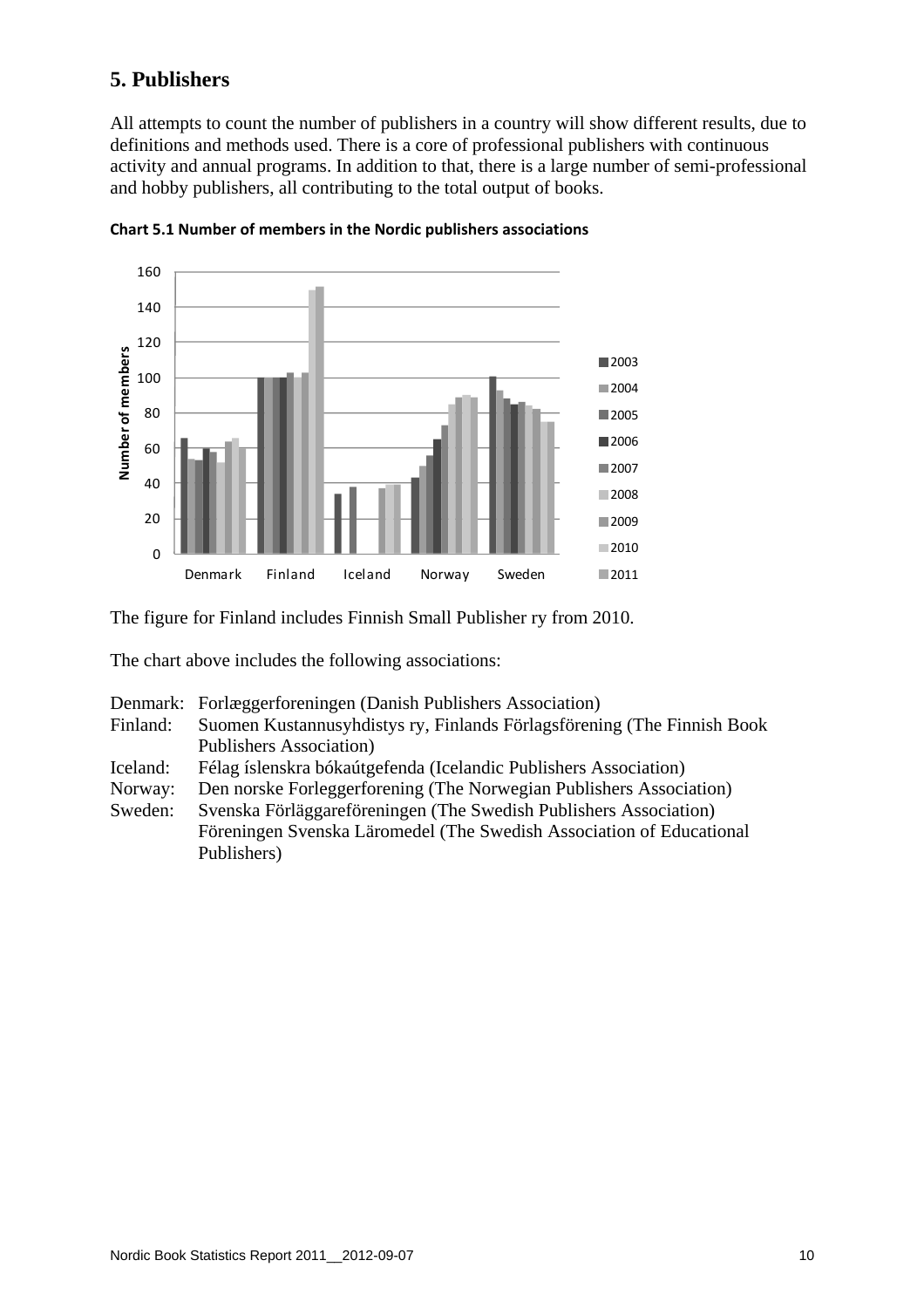## 5. Publishers

All attempts to count the number of publishers in a country will show different results, due to definitions and methods used. There is a core of professional publishers with continuous activity and annual programs. In addition to that, there is a large number of semi-professional and hobby publishers, all contributing to the total output of books.

**Chart 5.1 Number of members in the Nordic publishers associations**

The figure for Finland includes Finnish Small Publisher ry from 2010.

The chart above includes the following associations:

| | |
|---|---|
| Denmark: | Forlæggerforeningen (Danish Publishers Association) |
| Finland: | Suomen Kustannusyhdistys ry, Finlands Förlagsförening (The Finnish Book Publishers Association) |
| Iceland: | Félag íslenskra bókaútgefenda (Icelandic Publishers Association) |
| Norway: | Den norske Forleggerforening (The Norwegian Publishers Association) |
| Sweden: | Svenska Förläggareföreningen (The Swedish Publishers Association) Föreningen Svenska Läromedel (The Swedish Association of Educational Publishers) |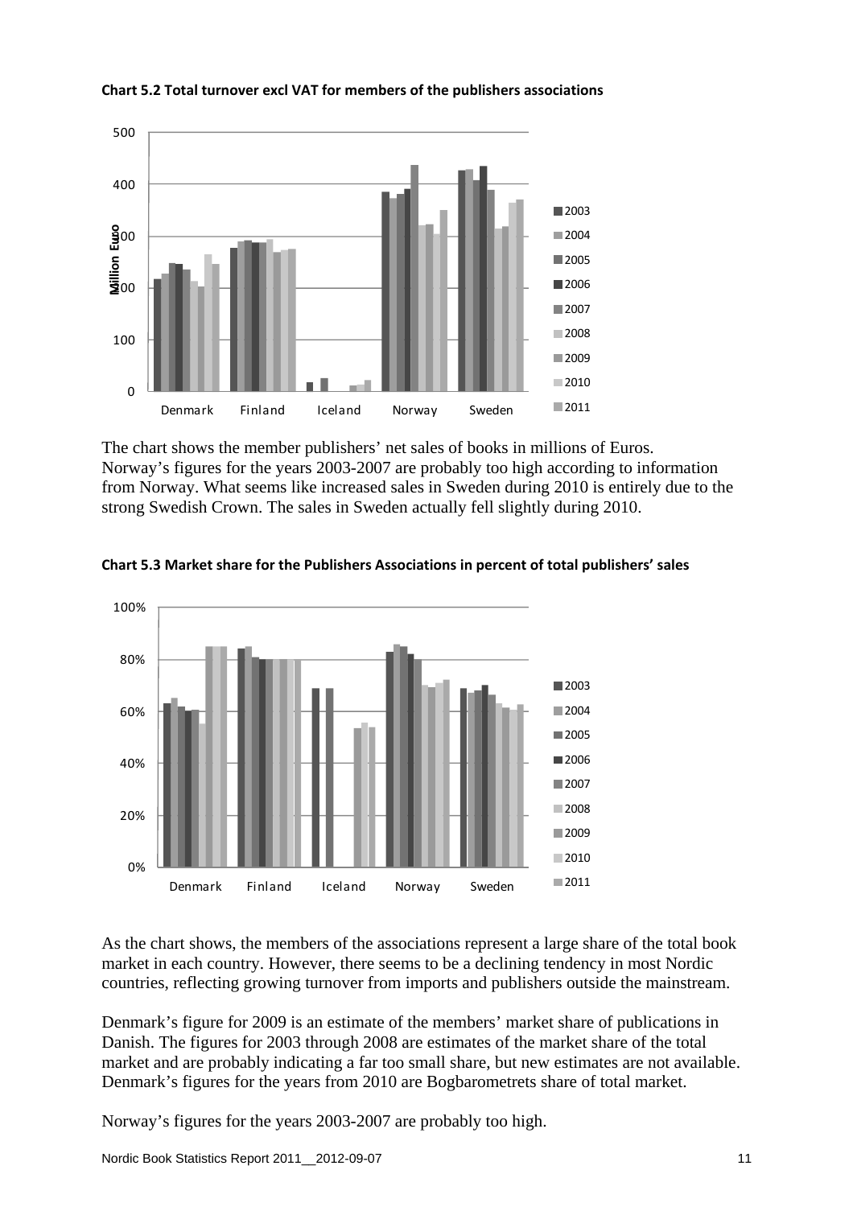**Chart 5.2 Total turnover excl VAT for members of the publishers associations**

The chart shows the member publishers' net sales of books in millions of Euros. Norway's figures for the years 2003-2007 are probably too high according to information from Norway. What seems like increased sales in Sweden during 2010 is entirely due to the strong Swedish Crown. The sales in Sweden actually fell slightly during 2010.

**Chart 5.3 Market share for the Publishers Associations in percent of total publishers' sales**

As the chart shows, the members of the associations represent a large share of the total book market in each country. However, there seems to be a declining tendency in most Nordic countries, reflecting growing turnover from imports and publishers outside the mainstream.

Denmark's figure for 2009 is an estimate of the members' market share of publications in Danish. The figures for 2003 through 2008 are estimates of the market share of the total market and are probably indicating a far too small share, but new estimates are not available. Denmark's figures for the years from 2010 are Bogbarometrets share of total market.

Norway's figures for the years 2003-2007 are probably too high.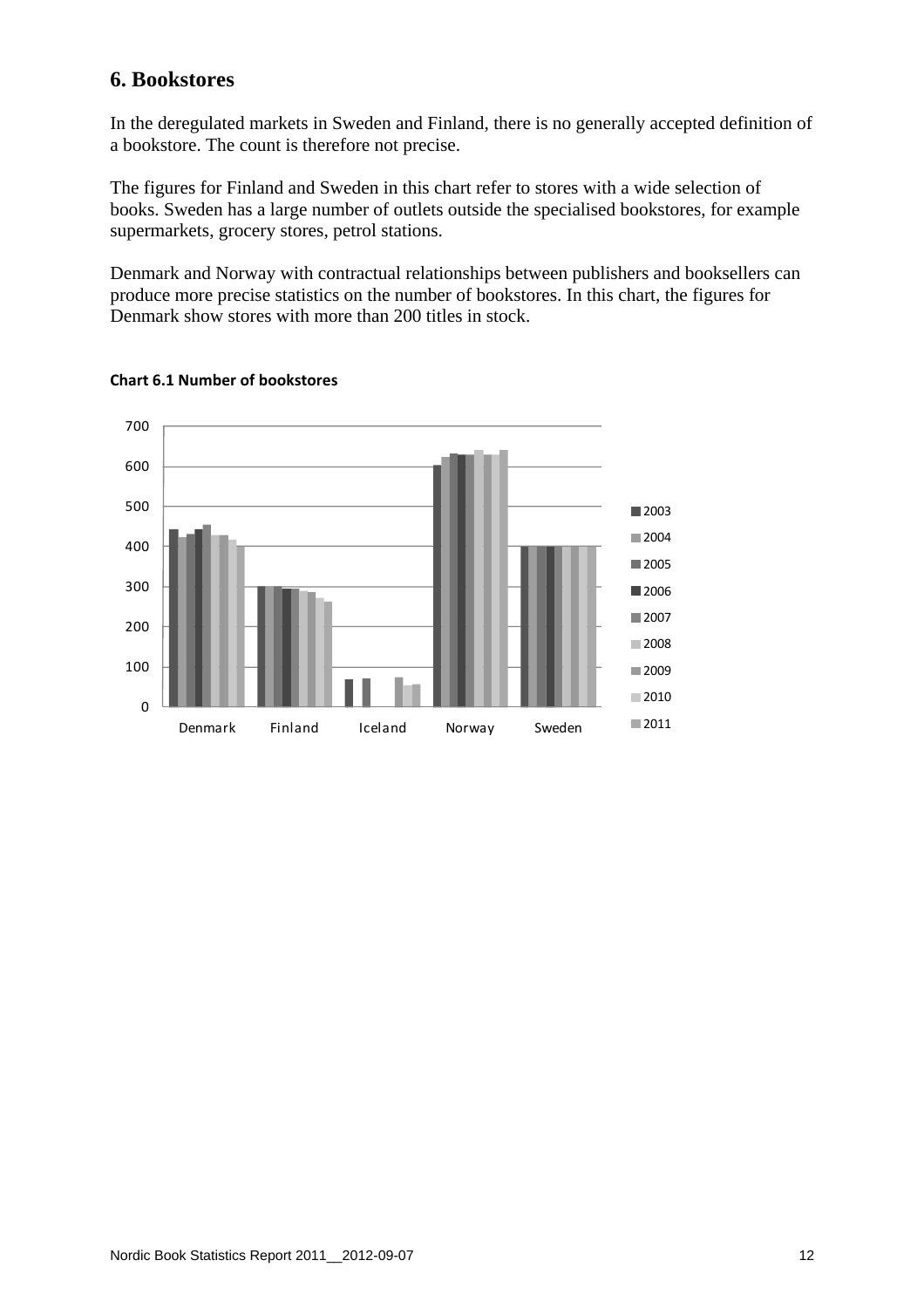## 6. Bookstores

In the deregulated markets in Sweden and Finland, there is no generally accepted definition of a bookstore. The count is therefore not precise.

The figures for Finland and Sweden in this chart refer to stores with a wide selection of books. Sweden has a large number of outlets outside the specialised bookstores, for example supermarkets, grocery stores, petrol stations.

Denmark and Norway with contractual relationships between publishers and booksellers can produce more precise statistics on the number of bookstores. In this chart, the figures for Denmark show stores with more than 200 titles in stock.

**Chart 6.1 Number of bookstores**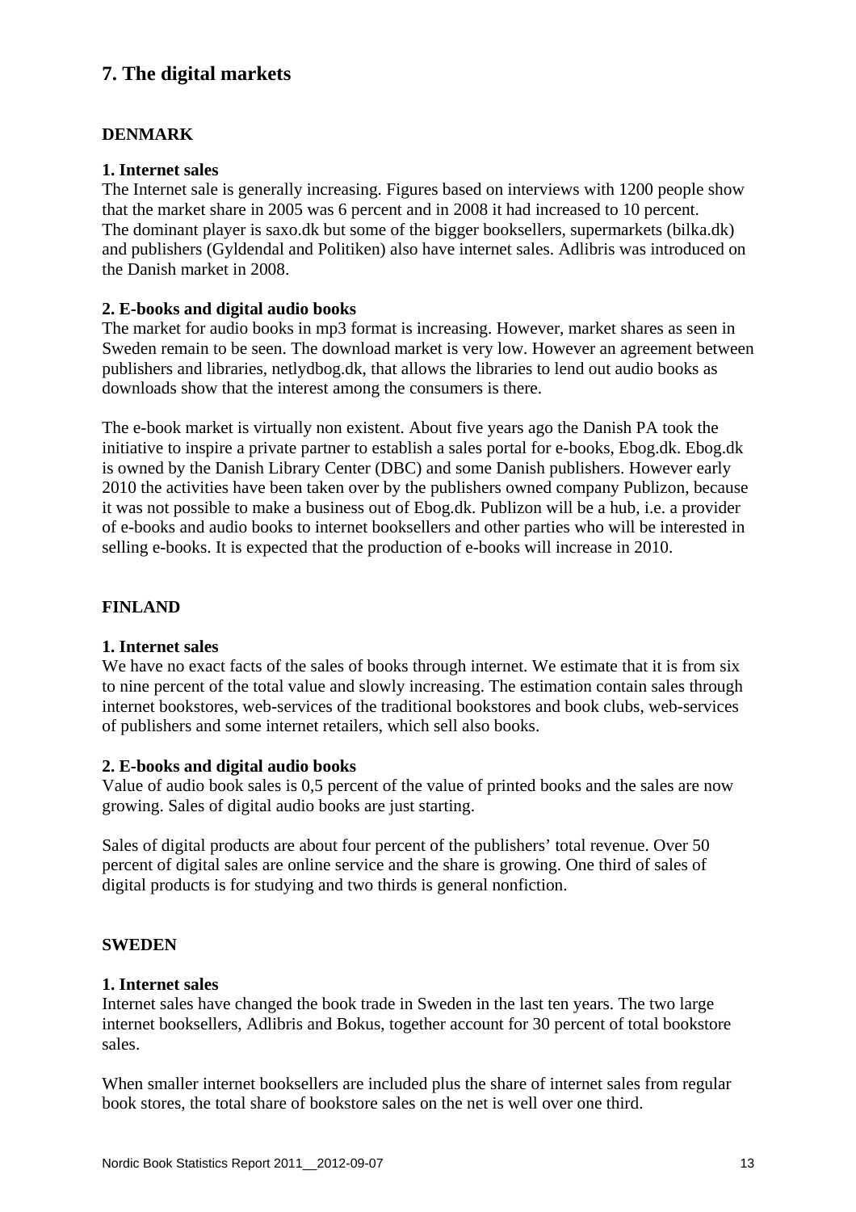## 7. The digital markets

### DENMARK

#### 1. Internet sales

The Internet sale is generally increasing. Figures based on interviews with 1200 people show that the market share in 2005 was 6 percent and in 2008 it had increased to 10 percent. The dominant player is saxo.dk but some of the bigger booksellers, supermarkets (bilka.dk) and publishers (Gyldendal and Politiken) also have internet sales. Adlibris was introduced on the Danish market in 2008.

#### 2. E-books and digital audio books

The market for audio books in mp3 format is increasing. However, market shares as seen in Sweden remain to be seen. The download market is very low. However an agreement between publishers and libraries, netlydbog.dk, that allows the libraries to lend out audio books as downloads show that the interest among the consumers is there.

The e-book market is virtually non existent. About five years ago the Danish PA took the initiative to inspire a private partner to establish a sales portal for e-books, Ebog.dk. Ebog.dk is owned by the Danish Library Center (DBC) and some Danish publishers. However early 2010 the activities have been taken over by the publishers owned company Publizon, because it was not possible to make a business out of Ebog.dk. Publizon will be a hub, i.e. a provider of e-books and audio books to internet booksellers and other parties who will be interested in selling e-books. It is expected that the production of e-books will increase in 2010.

### FINLAND

#### 1. Internet sales

We have no exact facts of the sales of books through internet. We estimate that it is from six to nine percent of the total value and slowly increasing. The estimation contain sales through internet bookstores, web-services of the traditional bookstores and book clubs, web-services of publishers and some internet retailers, which sell also books.

#### 2. E-books and digital audio books

Value of audio book sales is 0,5 percent of the value of printed books and the sales are now growing. Sales of digital audio books are just starting.

Sales of digital products are about four percent of the publishers' total revenue. Over 50 percent of digital sales are online service and the share is growing. One third of sales of digital products is for studying and two thirds is general nonfiction.

### SWEDEN

#### 1. Internet sales

Internet sales have changed the book trade in Sweden in the last ten years. The two large internet booksellers, Adlibris and Bokus, together account for 30 percent of total bookstore sales.

When smaller internet booksellers are included plus the share of internet sales from regular book stores, the total share of bookstore sales on the net is well over one third.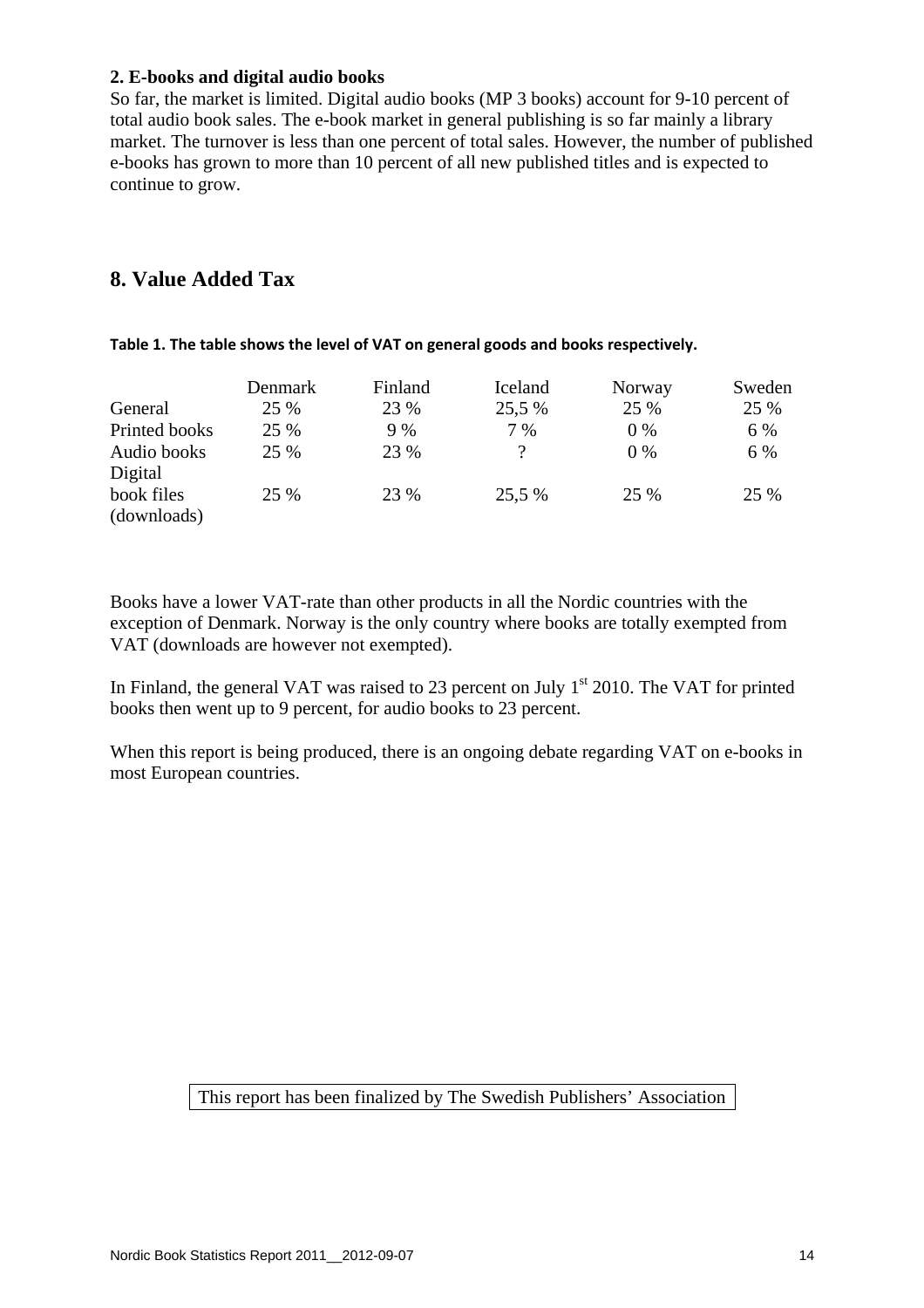**2. E-books and digital audio books**

So far, the market is limited. Digital audio books (MP 3 books) account for 9-10 percent of total audio book sales. The e-book market in general publishing is so far mainly a library market. The turnover is less than one percent of total sales. However, the number of published e-books has grown to more than 10 percent of all new published titles and is expected to continue to grow.

## 8. Value Added Tax

**Table 1. The table shows the level of VAT on general goods and books respectively.**

| | Denmark | Finland | Iceland | Norway | Sweden |
|---|---|---|---|---|---|
| General | 25 % | 23 % | 25,5 % | 25 % | 25 % |
| Printed books | 25 % | 9 % | 7 % | 0 % | 6 % |
| Audio books | 25 % | 23 % | ? | 0 % | 6 % |
| Digital book files (downloads) | 25 % | 23 % | 25,5 % | 25 % | 25 % |

Books have a lower VAT-rate than other products in all the Nordic countries with the exception of Denmark. Norway is the only country where books are totally exempted from VAT (downloads are however not exempted).

In Finland, the general VAT was raised to 23 percent on July 1st 2010. The VAT for printed books then went up to 9 percent, for audio books to 23 percent.

When this report is being produced, there is an ongoing debate regarding VAT on e-books in most European countries.

This report has been finalized by The Swedish Publishers' Association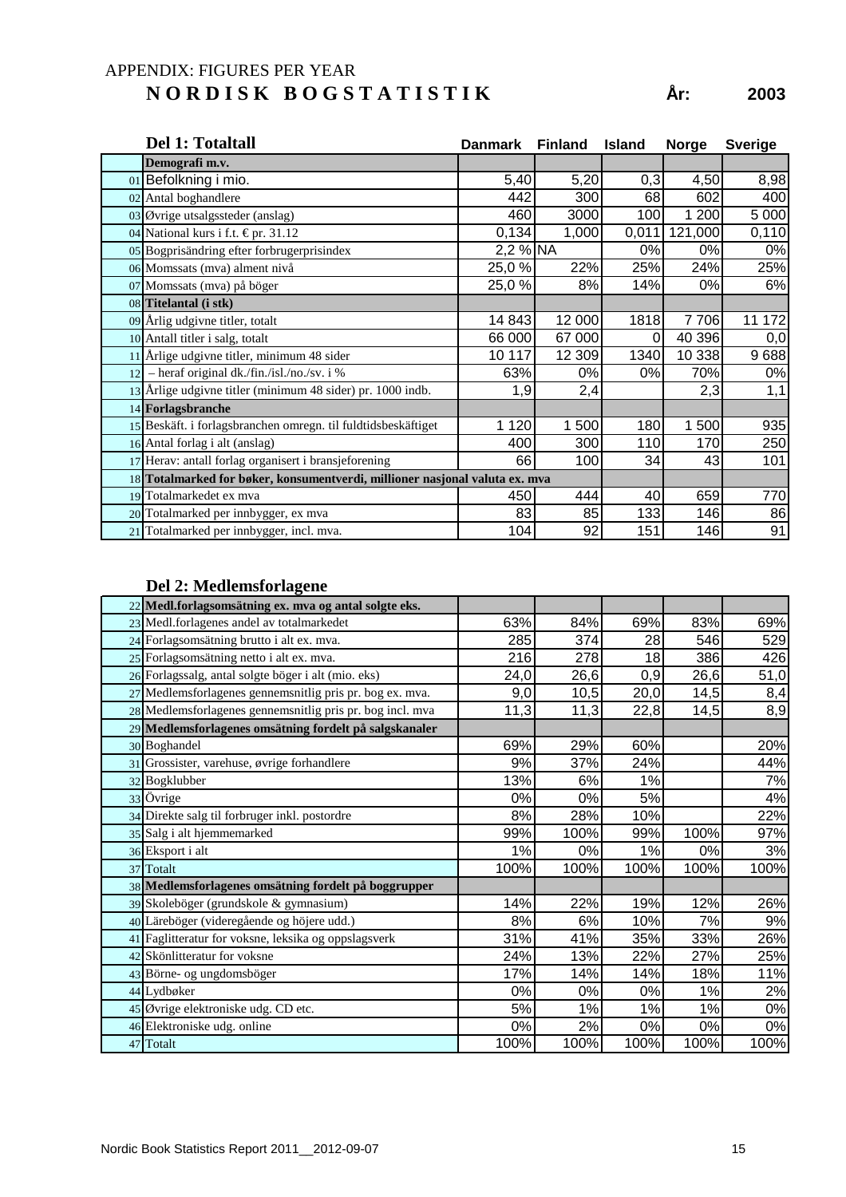APPENDIX: FIGURES PER YEAR

# NORDISK BOGSTATISTIK

**År: 2003**

## Del 1: Totaltall

| | | Danmark | Finland | Island | Norge | Sverige |
|---|---|---|---|---|---|---|
| | **Demografi m.v.** | | | | | |
| 01 | Befolkning i mio. | 5,40 | 5,20 | 0,3 | 4,50 | 8,98 |
| 02 | Antal boghandlere | 442 | 300 | 68 | 602 | 400 |
| 03 | Øvrige utsalgssteder (anslag) | 460 | 3000 | 100 | 1 200 | 5 000 |
| 04 | National kurs i f.t. € pr. 31.12 | 0,134 | 1,000 | 0,011 | 121,000 | 0,110 |
| 05 | Bogprisändring efter forbrugerprisindex | 2,2 % | NA | 0% | 0% | 0% |
| 06 | Momssats (mva) alment nivå | 25,0 % | 22% | 25% | 24% | 25% |
| 07 | Momssats (mva) på böger | 25,0 % | 8% | 14% | 0% | 6% |
| 08 | **Titelantal (i stk)** | | | | | |
| 09 | Årlig udgivne titler, totalt | 14 843 | 12 000 | 1818 | 7 706 | 11 172 |
| 10 | Antall titler i salg, totalt | 66 000 | 67 000 | 0 | 40 396 | 0,0 |
| 11 | Årlige udgivne titler, minimum 48 sider | 10 117 | 12 309 | 1340 | 10 338 | 9 688 |
| 12 | – heraf original dk./fin./isl./no./sv. i % | 63% | 0% | 0% | 70% | 0% |
| 13 | Årlige udgivne titler (minimum 48 sider) pr. 1000 indb. | 1,9 | 2,4 | | 2,3 | 1,1 |
| 14 | **Forlagsbranche** | | | | | |
| 15 | Beskäft. i forlagsbranchen omregn. til fuldtidsbeskäftiget | 1 120 | 1 500 | 180 | 1 500 | 935 |
| 16 | Antal forlag i alt (anslag) | 400 | 300 | 110 | 170 | 250 |
| 17 | Herav: antall forlag organisert i bransjeforening | 66 | 100 | 34 | 43 | 101 |
| 18 | **Totalmarked for bøker, konsumentverdi, millioner nasjonal valuta ex. mva** | | | | | |
| 19 | Totalmarkedet ex mva | 450 | 444 | 40 | 659 | 770 |
| 20 | Totalmarked per innbygger, ex mva | 83 | 85 | 133 | 146 | 86 |
| 21 | Totalmarked per innbygger, incl. mva. | 104 | 92 | 151 | 146 | 91 |

## Del 2: Medlemsforlagene

| | | Danmark | Finland | Island | Norge | Sverige |
|---|---|---|---|---|---|---|
| 22 | **Medl.forlagsomsätning ex. mva og antal solgte eks.** | | | | | |
| 23 | Medl.forlagenes andel av totalmarkedet | 63% | 84% | 69% | 83% | 69% |
| 24 | Forlagsomsätning brutto i alt ex. mva. | 285 | 374 | 28 | 546 | 529 |
| 25 | Forlagsomsätning netto i alt ex. mva. | 216 | 278 | 18 | 386 | 426 |
| 26 | Forlagssalg, antal solgte böger i alt (mio. eks) | 24,0 | 26,6 | 0,9 | 26,6 | 51,0 |
| 27 | Medlemsforlagenes gennemsnitlig pris pr. bog ex. mva. | 9,0 | 10,5 | 20,0 | 14,5 | 8,4 |
| 28 | Medlemsforlagenes gennemsnitlig pris pr. bog incl. mva | 11,3 | 11,3 | 22,8 | 14,5 | 8,9 |
| 29 | **Medlemsforlagenes omsätning fordelt på salgskanaler** | | | | | |
| 30 | Boghandel | 69% | 29% | 60% | | 20% |
| 31 | Grossister, varehuse, øvrige forhandlere | 9% | 37% | 24% | | 44% |
| 32 | Bogklubber | 13% | 6% | 1% | | 7% |
| 33 | Övrige | 0% | 0% | 5% | | 4% |
| 34 | Direkte salg til forbruger inkl. postordre | 8% | 28% | 10% | | 22% |
| 35 | Salg i alt hjemmemarked | 99% | 100% | 99% | 100% | 97% |
| 36 | Eksport i alt | 1% | 0% | 1% | 0% | 3% |
| 37 | Totalt | 100% | 100% | 100% | 100% | 100% |
| 38 | **Medlemsforlagenes omsätning fordelt på boggrupper** | | | | | |
| 39 | Skoleböger (grundskole & gymnasium) | 14% | 22% | 19% | 12% | 26% |
| 40 | Läreböger (videregående og höjere udd.) | 8% | 6% | 10% | 7% | 9% |
| 41 | Faglitteratur for voksne, leksika og oppslagsverk | 31% | 41% | 35% | 33% | 26% |
| 42 | Skönlitteratur for voksne | 24% | 13% | 22% | 27% | 25% |
| 43 | Börne- og ungdomsböger | 17% | 14% | 14% | 18% | 11% |
| 44 | Lydbøker | 0% | 0% | 0% | 1% | 2% |
| 45 | Øvrige elektroniske udg. CD etc. | 5% | 1% | 1% | 1% | 0% |
| 46 | Elektroniske udg. online | 0% | 2% | 0% | 0% | 0% |
| 47 | Totalt | 100% | 100% | 100% | 100% | 100% |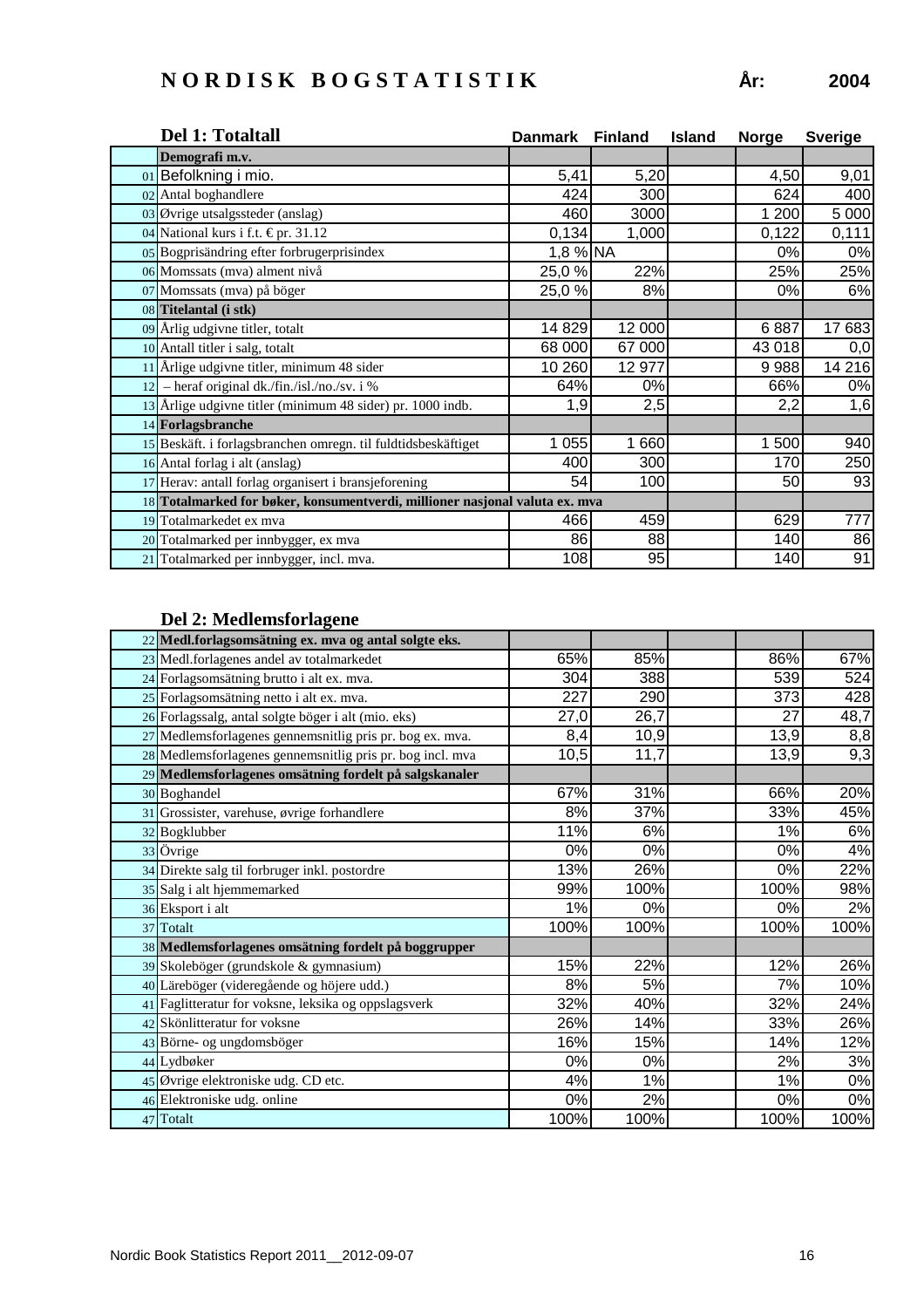# NORDISK BOGSTATISTIK

**År: 2004**

## Del 1: Totaltall

| | | Danmark | Finland | Island | Norge | Sverige |
|---|---|---|---|---|---|---|
| | **Demografi m.v.** | | | | | |
| 01 | Befolkning i mio. | 5,41 | 5,20 | | 4,50 | 9,01 |
| 02 | Antal boghandlere | 424 | 300 | | 624 | 400 |
| 03 | Øvrige utsalgssteder (anslag) | 460 | 3000 | | 1 200 | 5 000 |
| 04 | National kurs i f.t. € pr. 31.12 | 0,134 | 1,000 | | 0,122 | 0,111 |
| 05 | Bogprisändring efter forbrugerprisindex | 1,8 % | NA | | 0% | 0% |
| 06 | Momssats (mva) alment nivå | 25,0 % | 22% | | 25% | 25% |
| 07 | Momssats (mva) på böger | 25,0 % | 8% | | 0% | 6% |
| 08 | **Titelantal (i stk)** | | | | | |
| 09 | Årlig udgivne titler, totalt | 14 829 | 12 000 | | 6 887 | 17 683 |
| 10 | Antall titler i salg, totalt | 68 000 | 67 000 | | 43 018 | 0,0 |
| 11 | Årlige udgivne titler, minimum 48 sider | 10 260 | 12 977 | | 9 988 | 14 216 |
| 12 | – heraf original dk./fin./isl./no./sv. i % | 64% | 0% | | 66% | 0% |
| 13 | Årlige udgivne titler (minimum 48 sider) pr. 1000 indb. | 1,9 | 2,5 | | 2,2 | 1,6 |
| 14 | **Forlagsbranche** | | | | | |
| 15 | Beskäft. i forlagsbranchen omregn. til fuldtidsbeskäftiget | 1 055 | 1 660 | | 1 500 | 940 |
| 16 | Antal forlag i alt (anslag) | 400 | 300 | | 170 | 250 |
| 17 | Herav: antall forlag organisert i bransjeforening | 54 | 100 | | 50 | 93 |
| 18 | **Totalmarked for bøker, konsumentverdi, millioner nasjonal valuta ex. mva** | | | | | |
| 19 | Totalmarkedet ex mva | 466 | 459 | | 629 | 777 |
| 20 | Totalmarked per innbygger, ex mva | 86 | 88 | | 140 | 86 |
| 21 | Totalmarked per innbygger, incl. mva. | 108 | 95 | | 140 | 91 |

## Del 2: Medlemsforlagene

| | | Danmark | Finland | Island | Norge | Sverige |
|---|---|---|---|---|---|---|
| 22 | **Medl.forlagsomsätning ex. mva og antal solgte eks.** | | | | | |
| 23 | Medl.forlagenes andel av totalmarkedet | 65% | 85% | | 86% | 67% |
| 24 | Forlagsomsätning brutto i alt ex. mva. | 304 | 388 | | 539 | 524 |
| 25 | Forlagsomsätning netto i alt ex. mva. | 227 | 290 | | 373 | 428 |
| 26 | Forlagssalg, antal solgte böger i alt (mio. eks) | 27,0 | 26,7 | | 27 | 48,7 |
| 27 | Medlemsforlagenes gennemsnitlig pris pr. bog ex. mva. | 8,4 | 10,9 | | 13,9 | 8,8 |
| 28 | Medlemsforlagenes gennemsnitlig pris pr. bog incl. mva | 10,5 | 11,7 | | 13,9 | 9,3 |
| 29 | **Medlemsforlagenes omsätning fordelt på salgskanaler** | | | | | |
| 30 | Boghandel | 67% | 31% | | 66% | 20% |
| 31 | Grossister, varehuse, øvrige forhandlere | 8% | 37% | | 33% | 45% |
| 32 | Bogklubber | 11% | 6% | | 1% | 6% |
| 33 | Övrige | 0% | 0% | | 0% | 4% |
| 34 | Direkte salg til forbruger inkl. postordre | 13% | 26% | | 0% | 22% |
| 35 | Salg i alt hjemmemarked | 99% | 100% | | 100% | 98% |
| 36 | Eksport i alt | 1% | 0% | | 0% | 2% |
| 37 | Totalt | 100% | 100% | | 100% | 100% |
| 38 | **Medlemsforlagenes omsätning fordelt på boggrupper** | | | | | |
| 39 | Skoleböger (grundskole & gymnasium) | 15% | 22% | | 12% | 26% |
| 40 | Läreböger (videregående og höjere udd.) | 8% | 5% | | 7% | 10% |
| 41 | Faglitteratur for voksne, leksika og oppslagsverk | 32% | 40% | | 32% | 24% |
| 42 | Skönlitteratur for voksne | 26% | 14% | | 33% | 26% |
| 43 | Börne- og ungdomsböger | 16% | 15% | | 14% | 12% |
| 44 | Lydbøker | 0% | 0% | | 2% | 3% |
| 45 | Øvrige elektroniske udg. CD etc. | 4% | 1% | | 1% | 0% |
| 46 | Elektroniske udg. online | 0% | 2% | | 0% | 0% |
| 47 | Totalt | 100% | 100% | | 100% | 100% |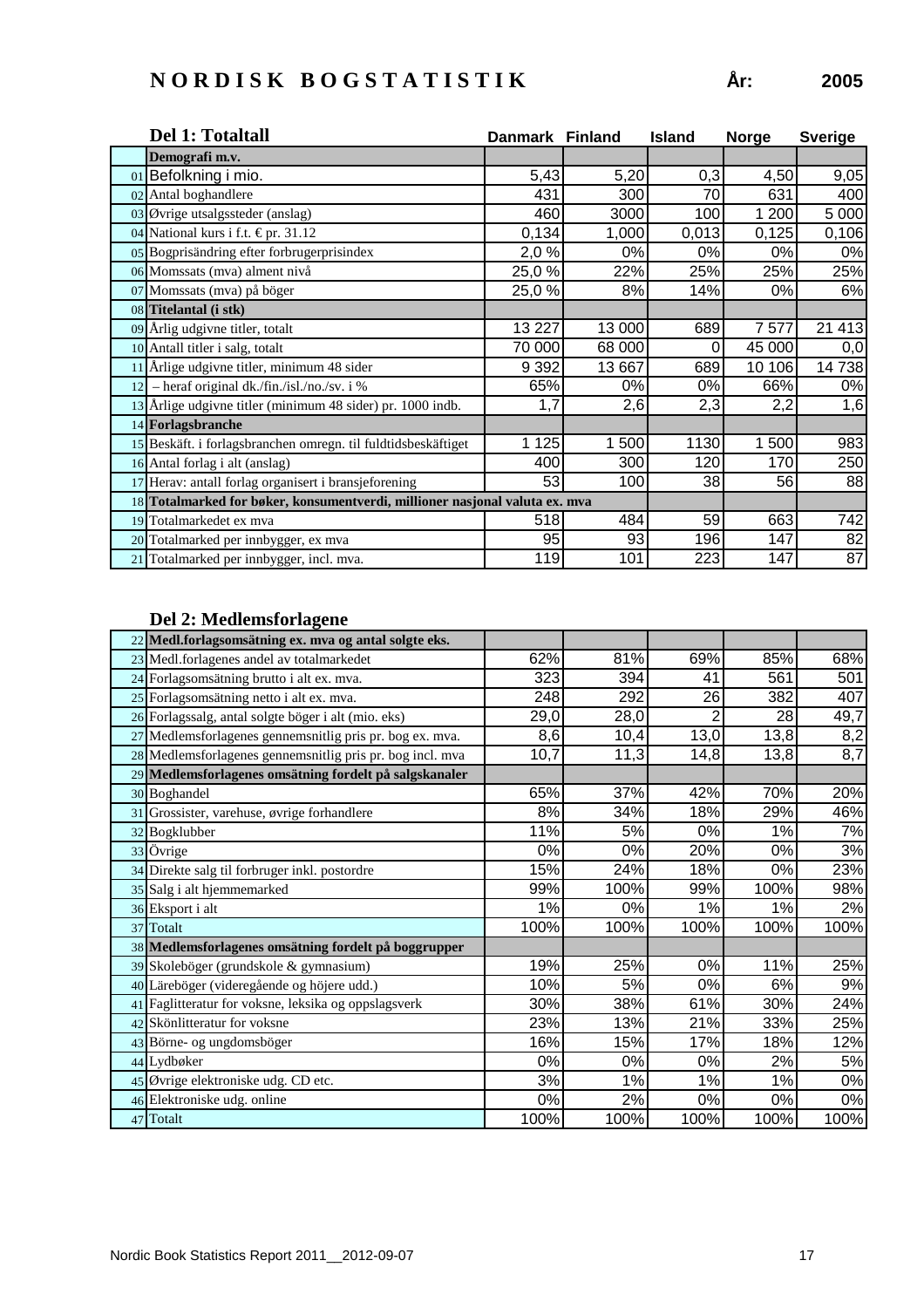# NORDISK BOGSTATISTIK

**År: 2005**

## Del 1: Totaltall

| | | Danmark | Finland | Island | Norge | Sverige |
|---|---|---|---|---|---|---|
| | **Demografi m.v.** | | | | | |
| 01 | Befolkning i mio. | 5,43 | 5,20 | 0,3 | 4,50 | 9,05 |
| 02 | Antal boghandlere | 431 | 300 | 70 | 631 | 400 |
| 03 | Øvrige utsalgssteder (anslag) | 460 | 3000 | 100 | 1 200 | 5 000 |
| 04 | National kurs i f.t. € pr. 31.12 | 0,134 | 1,000 | 0,013 | 0,125 | 0,106 |
| 05 | Bogprisändring efter forbrugerprisindex | 2,0 % | 0% | 0% | 0% | 0% |
| 06 | Momssats (mva) alment nivå | 25,0 % | 22% | 25% | 25% | 25% |
| 07 | Momssats (mva) på böger | 25,0 % | 8% | 14% | 0% | 6% |
| 08 | **Titelantal (i stk)** | | | | | |
| 09 | Årlig udgivne titler, totalt | 13 227 | 13 000 | 689 | 7 577 | 21 413 |
| 10 | Antall titler i salg, totalt | 70 000 | 68 000 | 0 | 45 000 | 0,0 |
| 11 | Årlige udgivne titler, minimum 48 sider | 9 392 | 13 667 | 689 | 10 106 | 14 738 |
| 12 | – heraf original dk./fin./isl./no./sv. i % | 65% | 0% | 0% | 66% | 0% |
| 13 | Årlige udgivne titler (minimum 48 sider) pr. 1000 indb. | 1,7 | 2,6 | 2,3 | 2,2 | 1,6 |
| 14 | **Forlagsbranche** | | | | | |
| 15 | Beskäft. i forlagsbranchen omregn. til fuldtidsbeskäftiget | 1 125 | 1 500 | 1130 | 1 500 | 983 |
| 16 | Antal forlag i alt (anslag) | 400 | 300 | 120 | 170 | 250 |
| 17 | Herav: antall forlag organisert i bransjeforening | 53 | 100 | 38 | 56 | 88 |
| 18 | **Totalmarked for bøker, konsumentverdi, millioner nasjonal valuta ex. mva** | | | | | |
| 19 | Totalmarkedet ex mva | 518 | 484 | 59 | 663 | 742 |
| 20 | Totalmarked per innbygger, ex mva | 95 | 93 | 196 | 147 | 82 |
| 21 | Totalmarked per innbygger, incl. mva. | 119 | 101 | 223 | 147 | 87 |

## Del 2: Medlemsforlagene

| | | Danmark | Finland | Island | Norge | Sverige |
|---|---|---|---|---|---|---|
| 22 | **Medl.forlagsomsätning ex. mva og antal solgte eks.** | | | | | |
| 23 | Medl.forlagenes andel av totalmarkedet | 62% | 81% | 69% | 85% | 68% |
| 24 | Forlagsomsätning brutto i alt ex. mva. | 323 | 394 | 41 | 561 | 501 |
| 25 | Forlagsomsätning netto i alt ex. mva. | 248 | 292 | 26 | 382 | 407 |
| 26 | Forlagssalg, antal solgte böger i alt (mio. eks) | 29,0 | 28,0 | 2 | 28 | 49,7 |
| 27 | Medlemsforlagenes gennemsnitlig pris pr. bog ex. mva. | 8,6 | 10,4 | 13,0 | 13,8 | 8,2 |
| 28 | Medlemsforlagenes gennemsnitlig pris pr. bog incl. mva | 10,7 | 11,3 | 14,8 | 13,8 | 8,7 |
| 29 | **Medlemsforlagenes omsätning fordelt på salgskanaler** | | | | | |
| 30 | Boghandel | 65% | 37% | 42% | 70% | 20% |
| 31 | Grossister, varehuse, øvrige forhandlere | 8% | 34% | 18% | 29% | 46% |
| 32 | Bogklubber | 11% | 5% | 0% | 1% | 7% |
| 33 | Övrige | 0% | 0% | 20% | 0% | 3% |
| 34 | Direkte salg til forbruger inkl. postordre | 15% | 24% | 18% | 0% | 23% |
| 35 | Salg i alt hjemmemarked | 99% | 100% | 99% | 100% | 98% |
| 36 | Eksport i alt | 1% | 0% | 1% | 1% | 2% |
| 37 | Totalt | 100% | 100% | 100% | 100% | 100% |
| 38 | **Medlemsforlagenes omsätning fordelt på boggrupper** | | | | | |
| 39 | Skoleböger (grundskole & gymnasium) | 19% | 25% | 0% | 11% | 25% |
| 40 | Läreböger (videregående og höjere udd.) | 10% | 5% | 0% | 6% | 9% |
| 41 | Faglitteratur for voksne, leksika og oppslagsverk | 30% | 38% | 61% | 30% | 24% |
| 42 | Skönlitteratur for voksne | 23% | 13% | 21% | 33% | 25% |
| 43 | Börne- og ungdomsböger | 16% | 15% | 17% | 18% | 12% |
| 44 | Lydbøker | 0% | 0% | 0% | 2% | 5% |
| 45 | Øvrige elektroniske udg. CD etc. | 3% | 1% | 1% | 1% | 0% |
| 46 | Elektroniske udg. online | 0% | 2% | 0% | 0% | 0% |
| 47 | Totalt | 100% | 100% | 100% | 100% | 100% |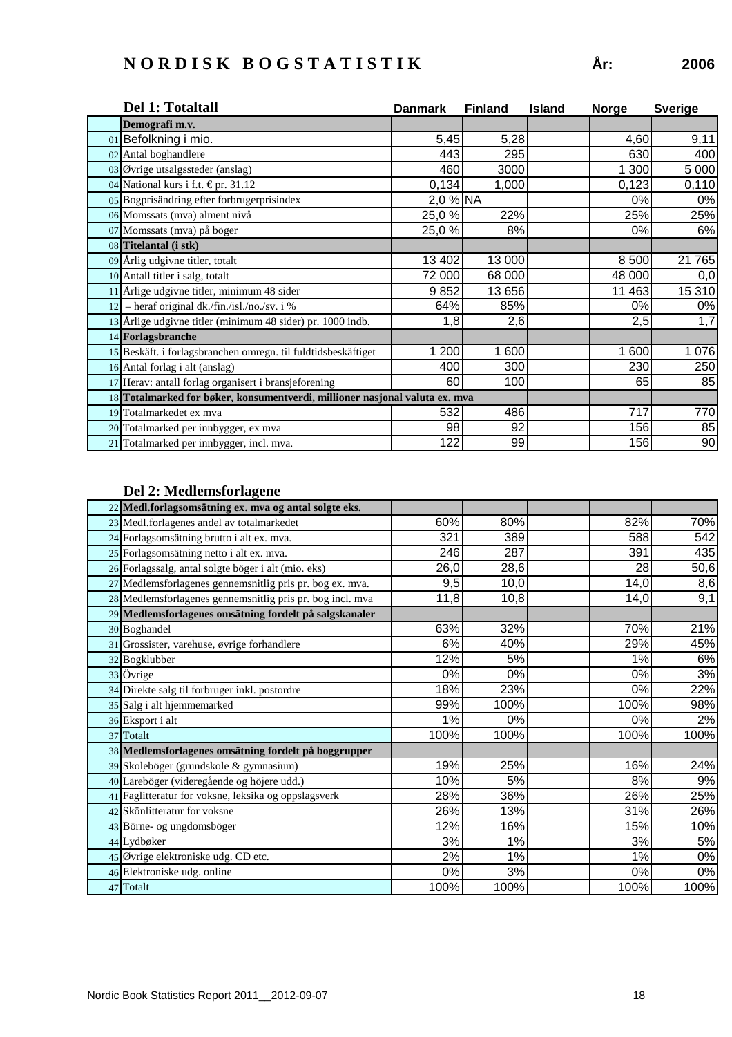# NORDISK BOGSTATISTIK

**År: 2006**

## Del 1: Totaltall

| | | Danmark | Finland | Island | Norge | Sverige |
|---|---|---|---|---|---|---|
| | **Demografi m.v.** | | | | | |
| 01 | Befolkning i mio. | 5,45 | 5,28 | | 4,60 | 9,11 |
| 02 | Antal boghandlere | 443 | 295 | | 630 | 400 |
| 03 | Øvrige utsalgssteder (anslag) | 460 | 3000 | | 1 300 | 5 000 |
| 04 | National kurs i f.t. € pr. 31.12 | 0,134 | 1,000 | | 0,123 | 0,110 |
| 05 | Bogprisändring efter forbrugerprisindex | 2,0 % | NA | | 0% | 0% |
| 06 | Momssats (mva) alment nivå | 25,0 % | 22% | | 25% | 25% |
| 07 | Momssats (mva) på böger | 25,0 % | 8% | | 0% | 6% |
| 08 | **Titelantal (i stk)** | | | | | |
| 09 | Årlig udgivne titler, totalt | 13 402 | 13 000 | | 8 500 | 21 765 |
| 10 | Antall titler i salg, totalt | 72 000 | 68 000 | | 48 000 | 0,0 |
| 11 | Årlige udgivne titler, minimum 48 sider | 9 852 | 13 656 | | 11 463 | 15 310 |
| 12 | – heraf original dk./fin./isl./no./sv. i % | 64% | 85% | | 0% | 0% |
| 13 | Årlige udgivne titler (minimum 48 sider) pr. 1000 indb. | 1,8 | 2,6 | | 2,5 | 1,7 |
| 14 | **Forlagsbranche** | | | | | |
| 15 | Beskäft. i forlagsbranchen omregn. til fuldtidsbeskäftiget | 1 200 | 1 600 | | 1 600 | 1 076 |
| 16 | Antal forlag i alt (anslag) | 400 | 300 | | 230 | 250 |
| 17 | Herav: antall forlag organisert i bransjeforening | 60 | 100 | | 65 | 85 |
| 18 | **Totalmarked for bøker, konsumentverdi, millioner nasjonal valuta ex. mva** | | | | | |
| 19 | Totalmarkedet ex mva | 532 | 486 | | 717 | 770 |
| 20 | Totalmarked per innbygger, ex mva | 98 | 92 | | 156 | 85 |
| 21 | Totalmarked per innbygger, incl. mva. | 122 | 99 | | 156 | 90 |

## Del 2: Medlemsforlagene

| | | Danmark | Finland | Island | Norge | Sverige |
|---|---|---|---|---|---|---|
| 22 | **Medl.forlagsomsätning ex. mva og antal solgte eks.** | | | | | |
| 23 | Medl.forlagenes andel av totalmarkedet | 60% | 80% | | 82% | 70% |
| 24 | Forlagsomsätning brutto i alt ex. mva. | 321 | 389 | | 588 | 542 |
| 25 | Forlagsomsätning netto i alt ex. mva. | 246 | 287 | | 391 | 435 |
| 26 | Forlagssalg, antal solgte böger i alt (mio. eks) | 26,0 | 28,6 | | 28 | 50,6 |
| 27 | Medlemsforlagenes gennemsnitlig pris pr. bog ex. mva. | 9,5 | 10,0 | | 14,0 | 8,6 |
| 28 | Medlemsforlagenes gennemsnitlig pris pr. bog incl. mva | 11,8 | 10,8 | | 14,0 | 9,1 |
| 29 | **Medlemsforlagenes omsätning fordelt på salgskanaler** | | | | | |
| 30 | Boghandel | 63% | 32% | | 70% | 21% |
| 31 | Grossister, varehuse, øvrige forhandlere | 6% | 40% | | 29% | 45% |
| 32 | Bogklubber | 12% | 5% | | 1% | 6% |
| 33 | Övrige | 0% | 0% | | 0% | 3% |
| 34 | Direkte salg til forbruger inkl. postordre | 18% | 23% | | 0% | 22% |
| 35 | Salg i alt hjemmemarked | 99% | 100% | | 100% | 98% |
| 36 | Eksport i alt | 1% | 0% | | 0% | 2% |
| 37 | Totalt | 100% | 100% | | 100% | 100% |
| 38 | **Medlemsforlagenes omsätning fordelt på boggrupper** | | | | | |
| 39 | Skoleböger (grundskole & gymnasium) | 19% | 25% | | 16% | 24% |
| 40 | Läreböger (videregående og höjere udd.) | 10% | 5% | | 8% | 9% |
| 41 | Faglitteratur for voksne, leksika og oppslagsverk | 28% | 36% | | 26% | 25% |
| 42 | Skönlitteratur for voksne | 26% | 13% | | 31% | 26% |
| 43 | Börne- og ungdomsböger | 12% | 16% | | 15% | 10% |
| 44 | Lydbøker | 3% | 1% | | 3% | 5% |
| 45 | Øvrige elektroniske udg. CD etc. | 2% | 1% | | 1% | 0% |
| 46 | Elektroniske udg. online | 0% | 3% | | 0% | 0% |
| 47 | Totalt | 100% | 100% | | 100% | 100% |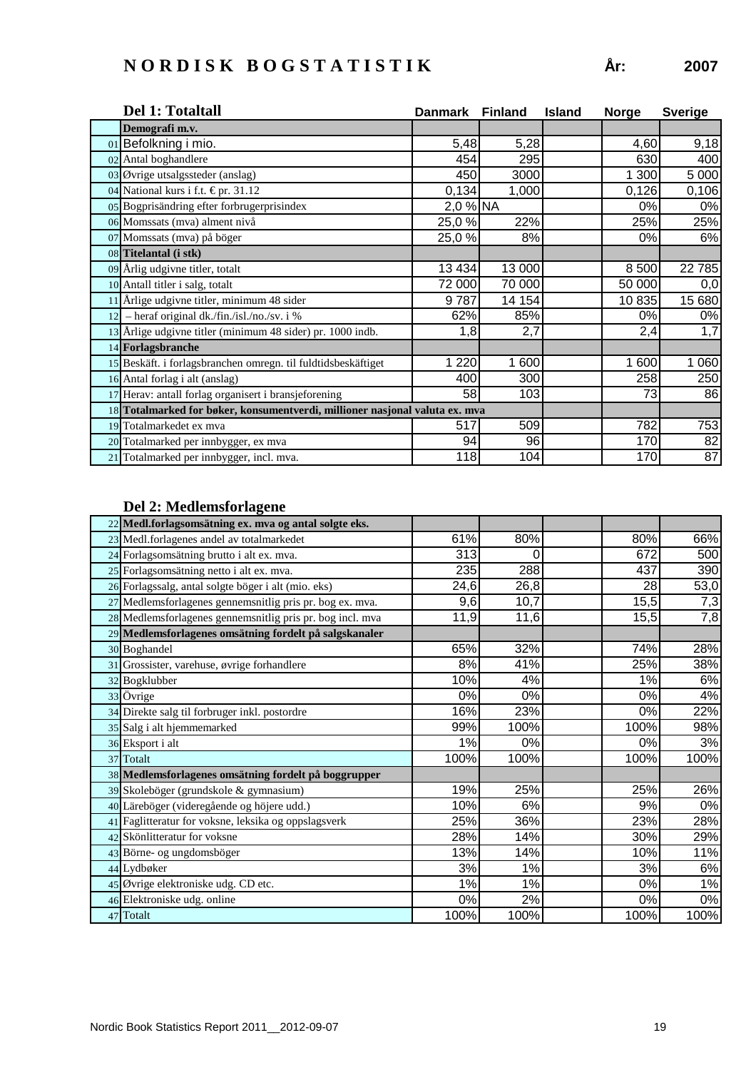# NORDISK BOGSTATISTIK

**År:** 2007

## Del 1: Totaltall

| | | Danmark | Finland | Island | Norge | Sverige |
|---|---|---|---|---|---|---|
| | **Demografi m.v.** | | | | | |
| 01 | Befolkning i mio. | 5,48 | 5,28 | | 4,60 | 9,18 |
| 02 | Antal boghandlere | 454 | 295 | | 630 | 400 |
| 03 | Øvrige utsalgssteder (anslag) | 450 | 3000 | | 1 300 | 5 000 |
| 04 | National kurs i f.t. € pr. 31.12 | 0,134 | 1,000 | | 0,126 | 0,106 |
| 05 | Bogprisändring efter forbrugerprisindex | 2,0 % | NA | | 0% | 0% |
| 06 | Momssats (mva) alment nivå | 25,0 % | 22% | | 25% | 25% |
| 07 | Momssats (mva) på böger | 25,0 % | 8% | | 0% | 6% |
| 08 | **Titelantal (i stk)** | | | | | |
| 09 | Årlig udgivne titler, totalt | 13 434 | 13 000 | | 8 500 | 22 785 |
| 10 | Antall titler i salg, totalt | 72 000 | 70 000 | | 50 000 | 0,0 |
| 11 | Årlige udgivne titler, minimum 48 sider | 9 787 | 14 154 | | 10 835 | 15 680 |
| 12 | – heraf original dk./fin./isl./no./sv. i % | 62% | 85% | | 0% | 0% |
| 13 | Årlige udgivne titler (minimum 48 sider) pr. 1000 indb. | 1,8 | 2,7 | | 2,4 | 1,7 |
| 14 | **Forlagsbranche** | | | | | |
| 15 | Beskäft. i forlagsbranchen omregn. til fuldtidsbeskäftiget | 1 220 | 1 600 | | 1 600 | 1 060 |
| 16 | Antal forlag i alt (anslag) | 400 | 300 | | 258 | 250 |
| 17 | Herav: antall forlag organisert i bransjeforening | 58 | 103 | | 73 | 86 |
| 18 | **Totalmarked for bøker, konsumentverdi, millioner nasjonal valuta ex. mva** | | | | | |
| 19 | Totalmarkedet ex mva | 517 | 509 | | 782 | 753 |
| 20 | Totalmarked per innbygger, ex mva | 94 | 96 | | 170 | 82 |
| 21 | Totalmarked per innbygger, incl. mva. | 118 | 104 | | 170 | 87 |

## Del 2: Medlemsforlagene

| | | Danmark | Finland | Island | Norge | Sverige |
|---|---|---|---|---|---|---|
| 22 | **Medl.forlagsomsätning ex. mva og antal solgte eks.** | | | | | |
| 23 | Medl.forlagenes andel av totalmarkedet | 61% | 80% | | 80% | 66% |
| 24 | Forlagsomsätning brutto i alt ex. mva. | 313 | 0 | | 672 | 500 |
| 25 | Forlagsomsätning netto i alt ex. mva. | 235 | 288 | | 437 | 390 |
| 26 | Forlagssalg, antal solgte böger i alt (mio. eks) | 24,6 | 26,8 | | 28 | 53,0 |
| 27 | Medlemsforlagenes gennemsnitlig pris pr. bog ex. mva. | 9,6 | 10,7 | | 15,5 | 7,3 |
| 28 | Medlemsforlagenes gennemsnitlig pris pr. bog incl. mva | 11,9 | 11,6 | | 15,5 | 7,8 |
| 29 | **Medlemsforlagenes omsätning fordelt på salgskanaler** | | | | | |
| 30 | Boghandel | 65% | 32% | | 74% | 28% |
| 31 | Grossister, varehuse, øvrige forhandlere | 8% | 41% | | 25% | 38% |
| 32 | Bogklubber | 10% | 4% | | 1% | 6% |
| 33 | Övrige | 0% | 0% | | 0% | 4% |
| 34 | Direkte salg til forbruger inkl. postordre | 16% | 23% | | 0% | 22% |
| 35 | Salg i alt hjemmemarked | 99% | 100% | | 100% | 98% |
| 36 | Eksport i alt | 1% | 0% | | 0% | 3% |
| 37 | Totalt | 100% | 100% | | 100% | 100% |
| 38 | **Medlemsforlagenes omsätning fordelt på boggrupper** | | | | | |
| 39 | Skoleböger (grundskole & gymnasium) | 19% | 25% | | 25% | 26% |
| 40 | Läreböger (videregående og höjere udd.) | 10% | 6% | | 9% | 0% |
| 41 | Faglitteratur for voksne, leksika og oppslagsverk | 25% | 36% | | 23% | 28% |
| 42 | Skönlitteratur for voksne | 28% | 14% | | 30% | 29% |
| 43 | Börne- og ungdomsböger | 13% | 14% | | 10% | 11% |
| 44 | Lydbøker | 3% | 1% | | 3% | 6% |
| 45 | Øvrige elektroniske udg. CD etc. | 1% | 1% | | 0% | 1% |
| 46 | Elektroniske udg. online | 0% | 2% | | 0% | 0% |
| 47 | Totalt | 100% | 100% | | 100% | 100% |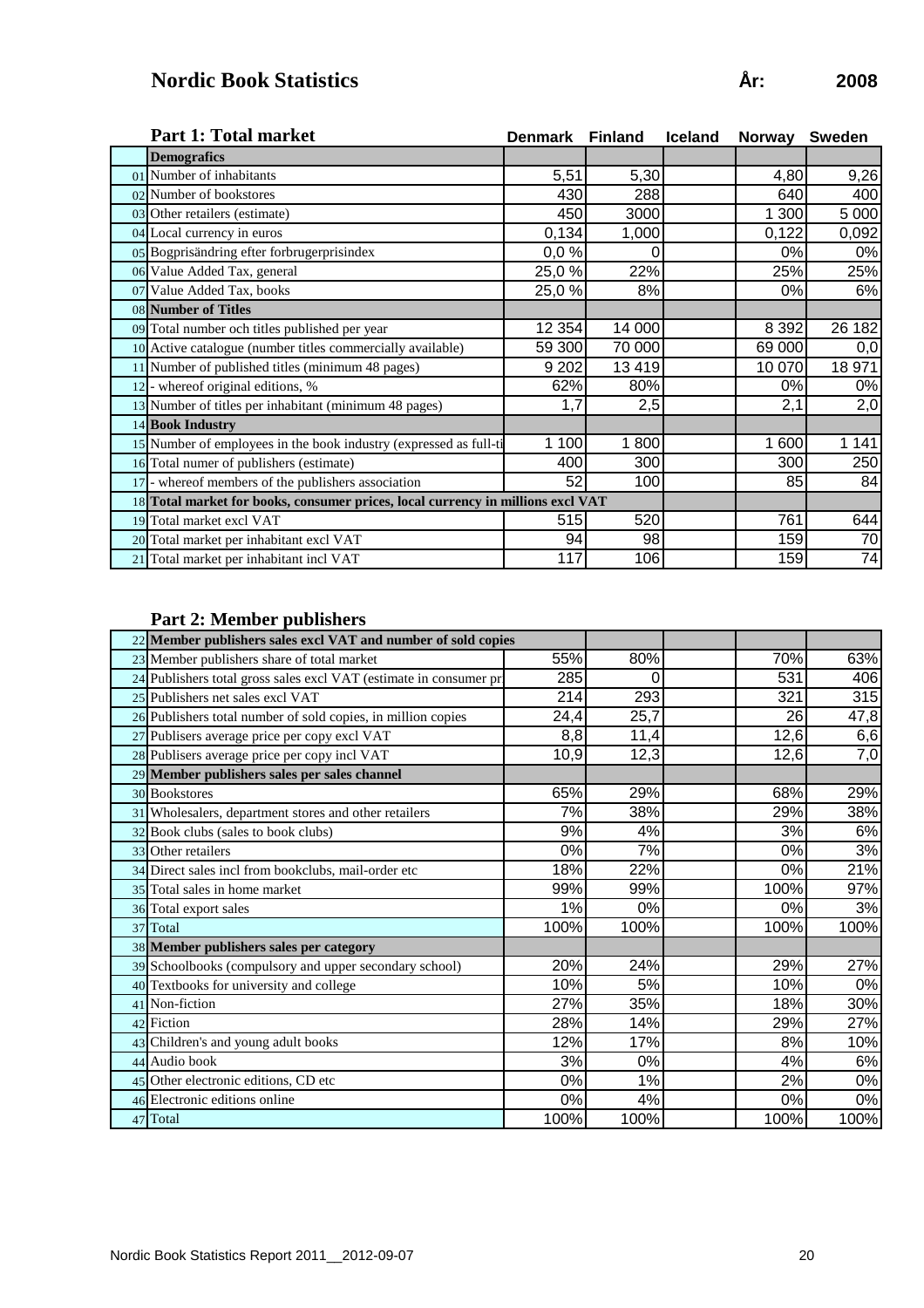# Nordic Book Statistics

**År: 2008**

## Part 1: Total market

| | | Denmark | Finland | Iceland | Norway | Sweden |
|---|---|---|---|---|---|---|
| | **Demografics** | | | | | |
| 01 | Number of inhabitants | 5,51 | 5,30 | | 4,80 | 9,26 |
| 02 | Number of bookstores | 430 | 288 | | 640 | 400 |
| 03 | Other retailers (estimate) | 450 | 3000 | | 1 300 | 5 000 |
| 04 | Local currency in euros | 0,134 | 1,000 | | 0,122 | 0,092 |
| 05 | Bogprisändring efter forbrugerprisindex | 0,0 % | 0 | | 0% | 0% |
| 06 | Value Added Tax, general | 25,0 % | 22% | | 25% | 25% |
| 07 | Value Added Tax, books | 25,0 % | 8% | | 0% | 6% |
| 08 | **Number of Titles** | | | | | |
| 09 | Total number och titles published per year | 12 354 | 14 000 | | 8 392 | 26 182 |
| 10 | Active catalogue (number titles commercially available) | 59 300 | 70 000 | | 69 000 | 0,0 |
| 11 | Number of published titles (minimum 48 pages) | 9 202 | 13 419 | | 10 070 | 18 971 |
| 12 | - whereof original editions, % | 62% | 80% | | 0% | 0% |
| 13 | Number of titles per inhabitant (minimum 48 pages) | 1,7 | 2,5 | | 2,1 | 2,0 |
| 14 | **Book Industry** | | | | | |
| 15 | Number of employees in the book industry (expressed as full-ti | 1 100 | 1 800 | | 1 600 | 1 141 |
| 16 | Total numer of publishers (estimate) | 400 | 300 | | 300 | 250 |
| 17 | - whereof members of the publishers association | 52 | 100 | | 85 | 84 |
| 18 | **Total market for books, consumer prices, local currency in millions excl VAT** | | | | | |
| 19 | Total market excl VAT | 515 | 520 | | 761 | 644 |
| 20 | Total market per inhabitant excl VAT | 94 | 98 | | 159 | 70 |
| 21 | Total market per inhabitant incl VAT | 117 | 106 | | 159 | 74 |

## Part 2: Member publishers

| | | Denmark | Finland | Iceland | Norway | Sweden |
|---|---|---|---|---|---|---|
| 22 | **Member publishers sales excl VAT and number of sold copies** | | | | | |
| 23 | Member publishers share of total market | 55% | 80% | | 70% | 63% |
| 24 | Publishers total gross sales excl VAT (estimate in consumer pr | 285 | 0 | | 531 | 406 |
| 25 | Publishers net sales excl VAT | 214 | 293 | | 321 | 315 |
| 26 | Publishers total number of sold copies, in million copies | 24,4 | 25,7 | | 26 | 47,8 |
| 27 | Publisers average price per copy excl VAT | 8,8 | 11,4 | | 12,6 | 6,6 |
| 28 | Publisers average price per copy incl VAT | 10,9 | 12,3 | | 12,6 | 7,0 |
| 29 | **Member publishers sales per sales channel** | | | | | |
| 30 | Bookstores | 65% | 29% | | 68% | 29% |
| 31 | Wholesalers, department stores and other retailers | 7% | 38% | | 29% | 38% |
| 32 | Book clubs (sales to book clubs) | 9% | 4% | | 3% | 6% |
| 33 | Other retailers | 0% | 7% | | 0% | 3% |
| 34 | Direct sales incl from bookclubs, mail-order etc | 18% | 22% | | 0% | 21% |
| 35 | Total sales in home market | 99% | 99% | | 100% | 97% |
| 36 | Total export sales | 1% | 0% | | 0% | 3% |
| 37 | Total | 100% | 100% | | 100% | 100% |
| 38 | **Member publishers sales per category** | | | | | |
| 39 | Schoolbooks (compulsory and upper secondary school) | 20% | 24% | | 29% | 27% |
| 40 | Textbooks for university and college | 10% | 5% | | 10% | 0% |
| 41 | Non-fiction | 27% | 35% | | 18% | 30% |
| 42 | Fiction | 28% | 14% | | 29% | 27% |
| 43 | Children's and young adult books | 12% | 17% | | 8% | 10% |
| 44 | Audio book | 3% | 0% | | 4% | 6% |
| 45 | Other electronic editions, CD etc | 0% | 1% | | 2% | 0% |
| 46 | Electronic editions online | 0% | 4% | | 0% | 0% |
| 47 | Total | 100% | 100% | | 100% | 100% |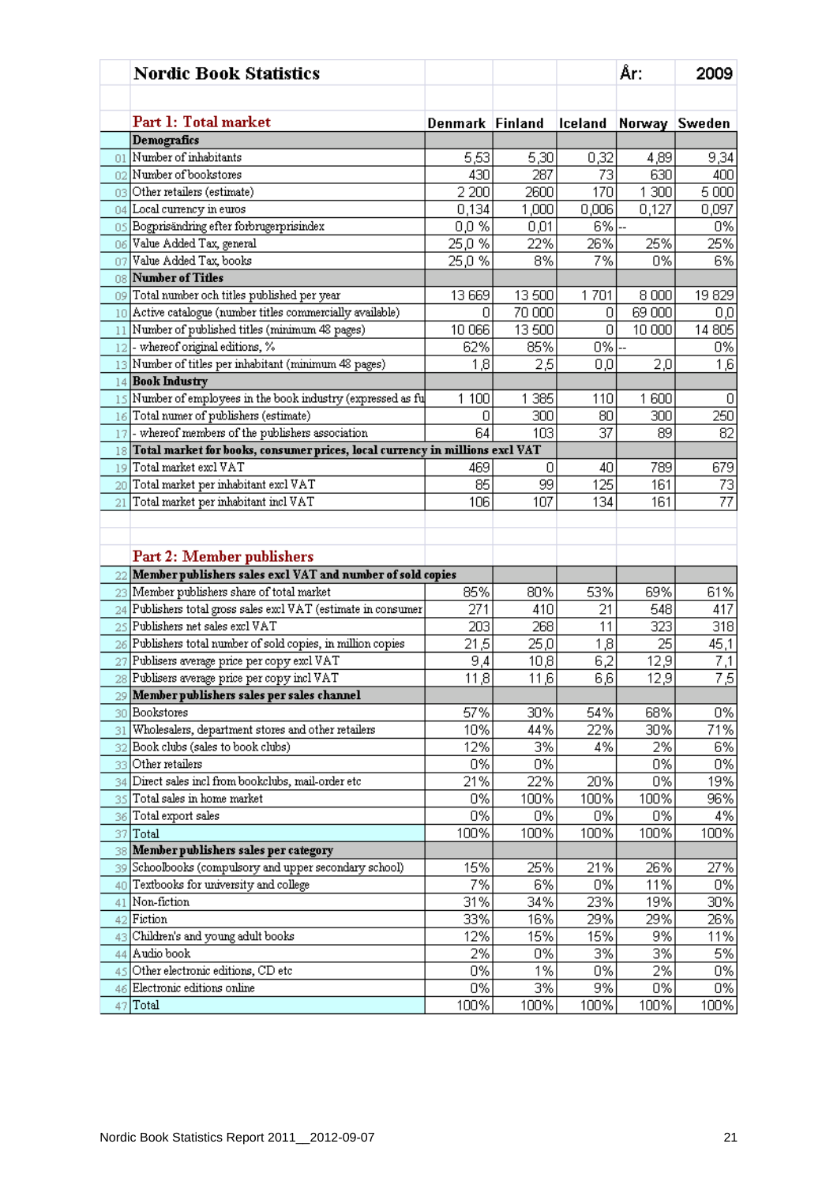# Nordic Book Statistics

År: 2009

## Part 1: Total market

| | | Denmark | Finland | Iceland | Norway | Sweden |
|---|---|---|---|---|---|---|
| | **Demografics** | | | | | |
| 01 | Number of inhabitants | 5,53 | 5,30 | 0,32 | 4,89 | 9,34 |
| 02 | Number of bookstores | 430 | 287 | 73 | 630 | 400 |
| 03 | Other retailers (estimate) | 2 200 | 2600 | 170 | 1 300 | 5 000 |
| 04 | Local currency in euros | 0,134 | 1,000 | 0,006 | 0,127 | 0,097 |
| 05 | Bogprisändring efter forbrugerprisindex | 0,0 % | 0,01 | 6% | -- | 0% |
| 06 | Value Added Tax, general | 25,0 % | 22% | 26% | 25% | 25% |
| 07 | Value Added Tax, books | 25,0 % | 8% | 7% | 0% | 6% |
| 08 | **Number of Titles** | | | | | |
| 09 | Total number och titles published per year | 13 669 | 13 500 | 1 701 | 8 000 | 19 829 |
| 10 | Active catalogue (number titles commercially available) | 0 | 70 000 | 0 | 69 000 | 0,0 |
| 11 | Number of published titles (minimum 48 pages) | 10 066 | 13 500 | 0 | 10 000 | 14 805 |
| 12 | - whereof original editions, % | 62% | 85% | 0% | -- | 0% |
| 13 | Number of titles per inhabitant (minimum 48 pages) | 1,8 | 2,5 | 0,0 | 2,0 | 1,6 |
| 14 | **Book Industry** | | | | | |
| 15 | Number of employees in the book industry (expressed as fu | 1 100 | 1 385 | 110 | 1 600 | 0 |
| 16 | Total numer of publishers (estimate) | 0 | 300 | 80 | 300 | 250 |
| 17 | - whereof members of the publishers association | 64 | 103 | 37 | 89 | 82 |
| 18 | **Total market for books, consumer prices, local currency in millions excl VAT** | | | | | |
| 19 | Total market excl VAT | 469 | 0 | 40 | 789 | 679 |
| 20 | Total market per inhabitant excl VAT | 85 | 99 | 125 | 161 | 73 |
| 21 | Total market per inhabitant incl VAT | 106 | 107 | 134 | 161 | 77 |

## Part 2: Member publishers

| | | Denmark | Finland | Iceland | Norway | Sweden |
|---|---|---|---|---|---|---|
| 22 | **Member publishers sales excl VAT and number of sold copies** | | | | | |
| 23 | Member publishers share of total market | 85% | 80% | 53% | 69% | 61% |
| 24 | Publishers total gross sales excl VAT (estimate in consumer | 271 | 410 | 21 | 548 | 417 |
| 25 | Publishers net sales excl VAT | 203 | 268 | 11 | 323 | 318 |
| 26 | Publishers total number of sold copies, in million copies | 21,5 | 25,0 | 1,8 | 25 | 45,1 |
| 27 | Publisers average price per copy excl VAT | 9,4 | 10,8 | 6,2 | 12,9 | 7,1 |
| 28 | Publisers average price per copy incl VAT | 11,8 | 11,6 | 6,6 | 12,9 | 7,5 |
| 29 | **Member publishers sales per sales channel** | | | | | |
| 30 | Bookstores | 57% | 30% | 54% | 68% | 0% |
| 31 | Wholesalers, department stores and other retailers | 10% | 44% | 22% | 30% | 71% |
| 32 | Book clubs (sales to book clubs) | 12% | 3% | 4% | 2% | 6% |
| 33 | Other retailers | 0% | 0% | | 0% | 0% |
| 34 | Direct sales incl from bookclubs, mail-order etc | 21% | 22% | 20% | 0% | 19% |
| 35 | Total sales in home market | 0% | 100% | 100% | 100% | 96% |
| 36 | Total export sales | 0% | 0% | 0% | 0% | 4% |
| 37 | Total | 100% | 100% | 100% | 100% | 100% |
| 38 | **Member publishers sales per category** | | | | | |
| 39 | Schoolbooks (compulsory and upper secondary school) | 15% | 25% | 21% | 26% | 27% |
| 40 | Textbooks for university and college | 7% | 6% | 0% | 11% | 0% |
| 41 | Non-fiction | 31% | 34% | 23% | 19% | 30% |
| 42 | Fiction | 33% | 16% | 29% | 29% | 26% |
| 43 | Children's and young adult books | 12% | 15% | 15% | 9% | 11% |
| 44 | Audio book | 2% | 0% | 3% | 3% | 5% |
| 45 | Other electronic editions, CD etc | 0% | 1% | 0% | 2% | 0% |
| 46 | Electronic editions online | 0% | 3% | 9% | 0% | 0% |
| 47 | Total | 100% | 100% | 100% | 100% | 100% |

Nordic Book Statistics Report 2011__2012-09-07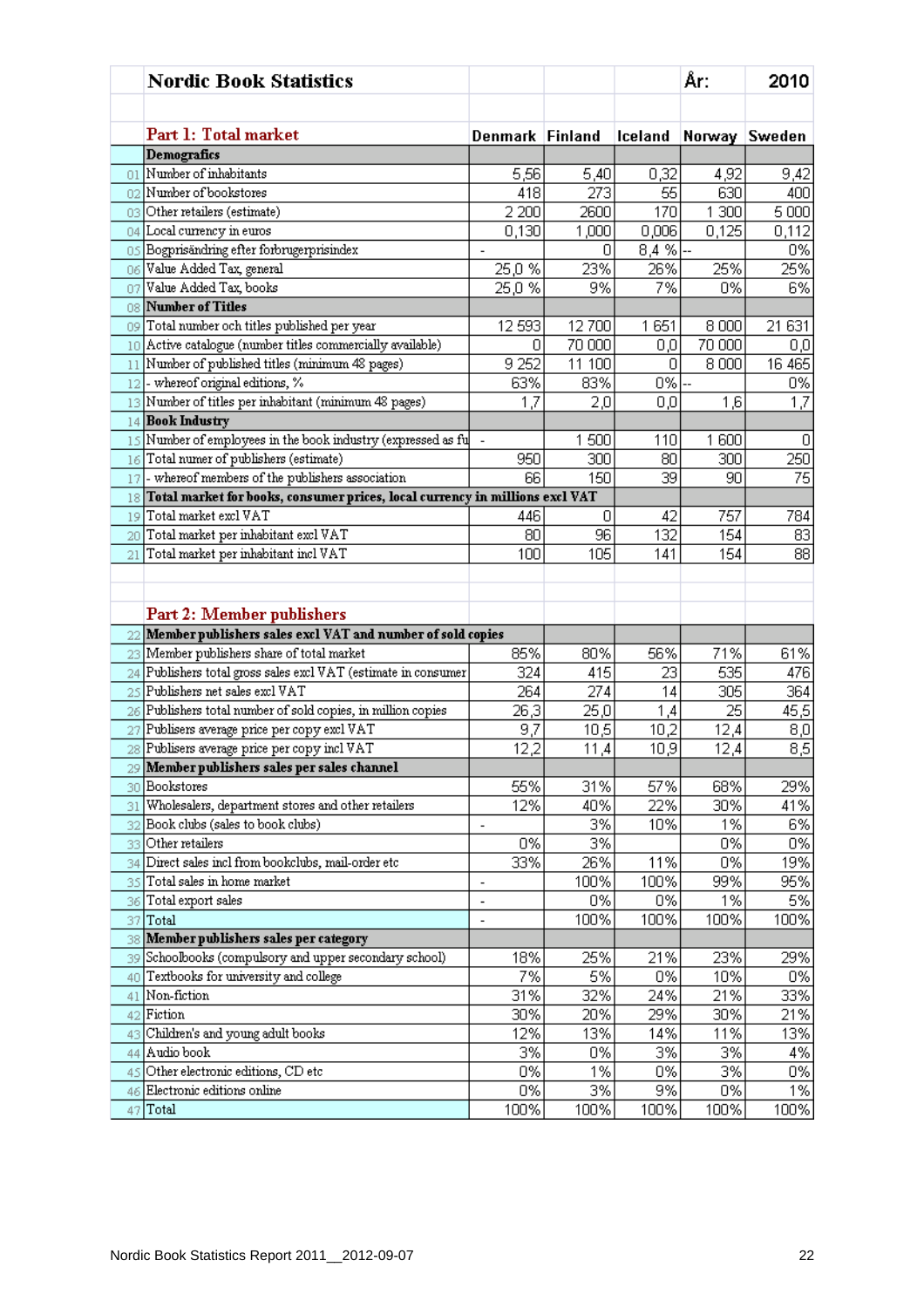# Nordic Book Statistics

År: 2010

## Part 1: Total market

| | | Denmark | Finland | Iceland | Norway | Sweden |
|---|---|---|---|---|---|---|
| | **Demografics** | | | | | |
| 01 | Number of inhabitants | 5,56 | 5,40 | 0,32 | 4,92 | 9,42 |
| 02 | Number of bookstores | 418 | 273 | 55 | 630 | 400 |
| 03 | Other retailers (estimate) | 2 200 | 2600 | 170 | 1 300 | 5 000 |
| 04 | Local currency in euros | 0,130 | 1,000 | 0,006 | 0,125 | 0,112 |
| 05 | Bogprisändring efter forbrugerprisindex | - | 0 | 8,4 % | -- | 0% |
| 06 | Value Added Tax, general | 25,0 % | 23% | 26% | 25% | 25% |
| 07 | Value Added Tax, books | 25,0 % | 9% | 7% | 0% | 6% |
| 08 | **Number of Titles** | | | | | |
| 09 | Total number och titles published per year | 12 593 | 12 700 | 1 651 | 8 000 | 21 631 |
| 10 | Active catalogue (number titles commercially available) | 0 | 70 000 | 0,0 | 70 000 | 0,0 |
| 11 | Number of published titles (minimum 48 pages) | 9 252 | 11 100 | 0 | 8 000 | 16 465 |
| 12 | - whereof original editions, % | 63% | 83% | 0% | -- | 0% |
| 13 | Number of titles per inhabitant (minimum 48 pages) | 1,7 | 2,0 | 0,0 | 1,6 | 1,7 |
| 14 | **Book Industry** | | | | | |
| 15 | Number of employees in the book industry (expressed as fu | - | 1 500 | 110 | 1 600 | 0 |
| 16 | Total numer of publishers (estimate) | 950 | 300 | 80 | 300 | 250 |
| 17 | - whereof members of the publishers association | 66 | 150 | 39 | 90 | 75 |
| 18 | **Total market for books, consumer prices, local currency in millions excl VAT** | | | | | |
| 19 | Total market excl VAT | 446 | 0 | 42 | 757 | 784 |
| 20 | Total market per inhabitant excl VAT | 80 | 96 | 132 | 154 | 83 |
| 21 | Total market per inhabitant incl VAT | 100 | 105 | 141 | 154 | 88 |

## Part 2: Member publishers

| | | Denmark | Finland | Iceland | Norway | Sweden |
|---|---|---|---|---|---|---|
| 22 | **Member publishers sales excl VAT and number of sold copies** | | | | | |
| 23 | Member publishers share of total market | 85% | 80% | 56% | 71% | 61% |
| 24 | Publishers total gross sales excl VAT (estimate in consumer | 324 | 415 | 23 | 535 | 476 |
| 25 | Publishers net sales excl VAT | 264 | 274 | 14 | 305 | 364 |
| 26 | Publishers total number of sold copies, in million copies | 26,3 | 25,0 | 1,4 | 25 | 45,5 |
| 27 | Publisers average price per copy excl VAT | 9,7 | 10,5 | 10,2 | 12,4 | 8,0 |
| 28 | Publisers average price per copy incl VAT | 12,2 | 11,4 | 10,9 | 12,4 | 8,5 |
| 29 | **Member publishers sales per sales channel** | | | | | |
| 30 | Bookstores | 55% | 31% | 57% | 68% | 29% |
| 31 | Wholesalers, department stores and other retailers | 12% | 40% | 22% | 30% | 41% |
| 32 | Book clubs (sales to book clubs) | - | 3% | 10% | 1% | 6% |
| 33 | Other retailers | 0% | 3% | | 0% | 0% |
| 34 | Direct sales incl from bookclubs, mail-order etc | 33% | 26% | 11% | 0% | 19% |
| 35 | Total sales in home market | - | 100% | 100% | 99% | 95% |
| 36 | Total export sales | - | 0% | 0% | 1% | 5% |
| 37 | Total | - | 100% | 100% | 100% | 100% |
| 38 | **Member publishers sales per category** | | | | | |
| 39 | Schoolbooks (compulsory and upper secondary school) | 18% | 25% | 21% | 23% | 29% |
| 40 | Textbooks for university and college | 7% | 5% | 0% | 10% | 0% |
| 41 | Non-fiction | 31% | 32% | 24% | 21% | 33% |
| 42 | Fiction | 30% | 20% | 29% | 30% | 21% |
| 43 | Children's and young adult books | 12% | 13% | 14% | 11% | 13% |
| 44 | Audio book | 3% | 0% | 3% | 3% | 4% |
| 45 | Other electronic editions, CD etc | 0% | 1% | 0% | 3% | 0% |
| 46 | Electronic editions online | 0% | 3% | 9% | 0% | 1% |
| 47 | Total | 100% | 100% | 100% | 100% | 100% |

Nordic Book Statistics Report 2011__2012-09-07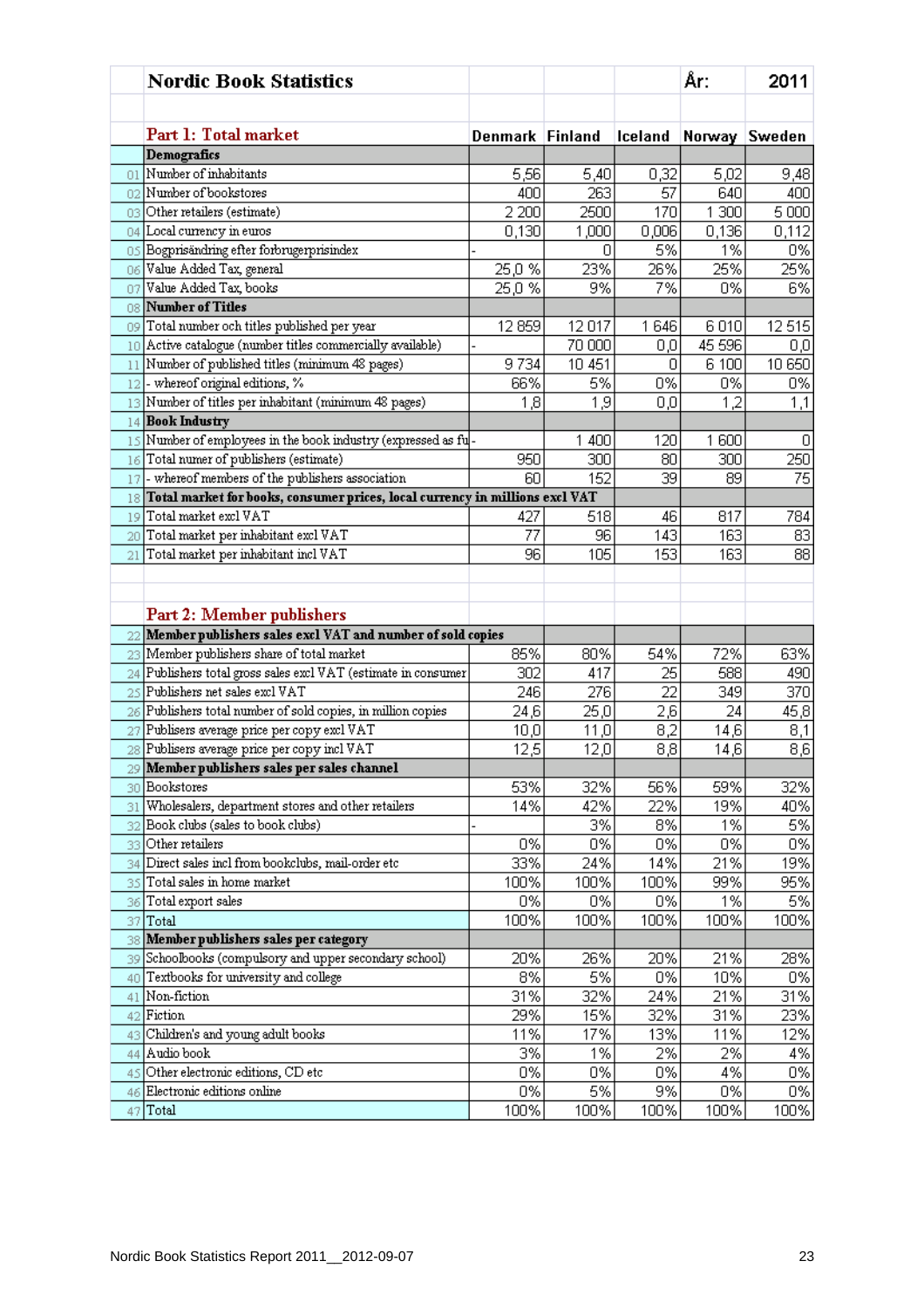# Nordic Book Statistics

År: 2011

## Part 1: Total market

| | | Denmark | Finland | Iceland | Norway | Sweden |
|---|---|---|---|---|---|---|
| | **Demografics** | | | | | |
| 01 | Number of inhabitants | 5,56 | 5,40 | 0,32 | 5,02 | 9,48 |
| 02 | Number of bookstores | 400 | 263 | 57 | 640 | 400 |
| 03 | Other retailers (estimate) | 2 200 | 2500 | 170 | 1 300 | 5 000 |
| 04 | Local currency in euros | 0,130 | 1,000 | 0,006 | 0,136 | 0,112 |
| 05 | Bogprisändring efter forbrugerprisindex | - | 0 | 5% | 1% | 0% |
| 06 | Value Added Tax, general | 25,0 % | 23% | 26% | 25% | 25% |
| 07 | Value Added Tax, books | 25,0 % | 9% | 7% | 0% | 6% |
| 08 | **Number of Titles** | | | | | |
| 09 | Total number och titles published per year | 12 859 | 12 017 | 1 646 | 6 010 | 12 515 |
| 10 | Active catalogue (number titles commercially available) | - | 70 000 | 0,0 | 45 596 | 0,0 |
| 11 | Number of published titles (minimum 48 pages) | 9 734 | 10 451 | 0 | 6 100 | 10 650 |
| 12 | - whereof original editions, % | 66% | 5% | 0% | 0% | 0% |
| 13 | Number of titles per inhabitant (minimum 48 pages) | 1,8 | 1,9 | 0,0 | 1,2 | 1,1 |
| 14 | **Book Industry** | | | | | |
| 15 | Number of employees in the book industry (expressed as fu | - | 1 400 | 120 | 1 600 | 0 |
| 16 | Total numer of publishers (estimate) | 950 | 300 | 80 | 300 | 250 |
| 17 | - whereof members of the publishers association | 60 | 152 | 39 | 89 | 75 |
| 18 | **Total market for books, consumer prices, local currency in millions excl VAT** | | | | | |
| 19 | Total market excl VAT | 427 | 518 | 46 | 817 | 784 |
| 20 | Total market per inhabitant excl VAT | 77 | 96 | 143 | 163 | 83 |
| 21 | Total market per inhabitant incl VAT | 96 | 105 | 153 | 163 | 88 |

## Part 2: Member publishers

| | | Denmark | Finland | Iceland | Norway | Sweden |
|---|---|---|---|---|---|---|
| 22 | **Member publishers sales excl VAT and number of sold copies** | | | | | |
| 23 | Member publishers share of total market | 85% | 80% | 54% | 72% | 63% |
| 24 | Publishers total gross sales excl VAT (estimate in consumer | 302 | 417 | 25 | 588 | 490 |
| 25 | Publishers net sales excl VAT | 246 | 276 | 22 | 349 | 370 |
| 26 | Publishers total number of sold copies, in million copies | 24,6 | 25,0 | 2,6 | 24 | 45,8 |
| 27 | Publisers average price per copy excl VAT | 10,0 | 11,0 | 8,2 | 14,6 | 8,1 |
| 28 | Publisers average price per copy incl VAT | 12,5 | 12,0 | 8,8 | 14,6 | 8,6 |
| 29 | **Member publishers sales per sales channel** | | | | | |
| 30 | Bookstores | 53% | 32% | 56% | 59% | 32% |
| 31 | Wholesalers, department stores and other retailers | 14% | 42% | 22% | 19% | 40% |
| 32 | Book clubs (sales to book clubs) | - | 3% | 8% | 1% | 5% |
| 33 | Other retailers | 0% | 0% | 0% | 0% | 0% |
| 34 | Direct sales incl from bookclubs, mail-order etc | 33% | 24% | 14% | 21% | 19% |
| 35 | Total sales in home market | 100% | 100% | 100% | 99% | 95% |
| 36 | Total export sales | 0% | 0% | 0% | 1% | 5% |
| 37 | Total | 100% | 100% | 100% | 100% | 100% |
| 38 | **Member publishers sales per category** | | | | | |
| 39 | Schoolbooks (compulsory and upper secondary school) | 20% | 26% | 20% | 21% | 28% |
| 40 | Textbooks for university and college | 8% | 5% | 0% | 10% | 0% |
| 41 | Non-fiction | 31% | 32% | 24% | 21% | 31% |
| 42 | Fiction | 29% | 15% | 32% | 31% | 23% |
| 43 | Children's and young adult books | 11% | 17% | 13% | 11% | 12% |
| 44 | Audio book | 3% | 1% | 2% | 2% | 4% |
| 45 | Other electronic editions, CD etc | 0% | 0% | 0% | 4% | 0% |
| 46 | Electronic editions online | 0% | 5% | 9% | 0% | 0% |
| 47 | Total | 100% | 100% | 100% | 100% | 100% |